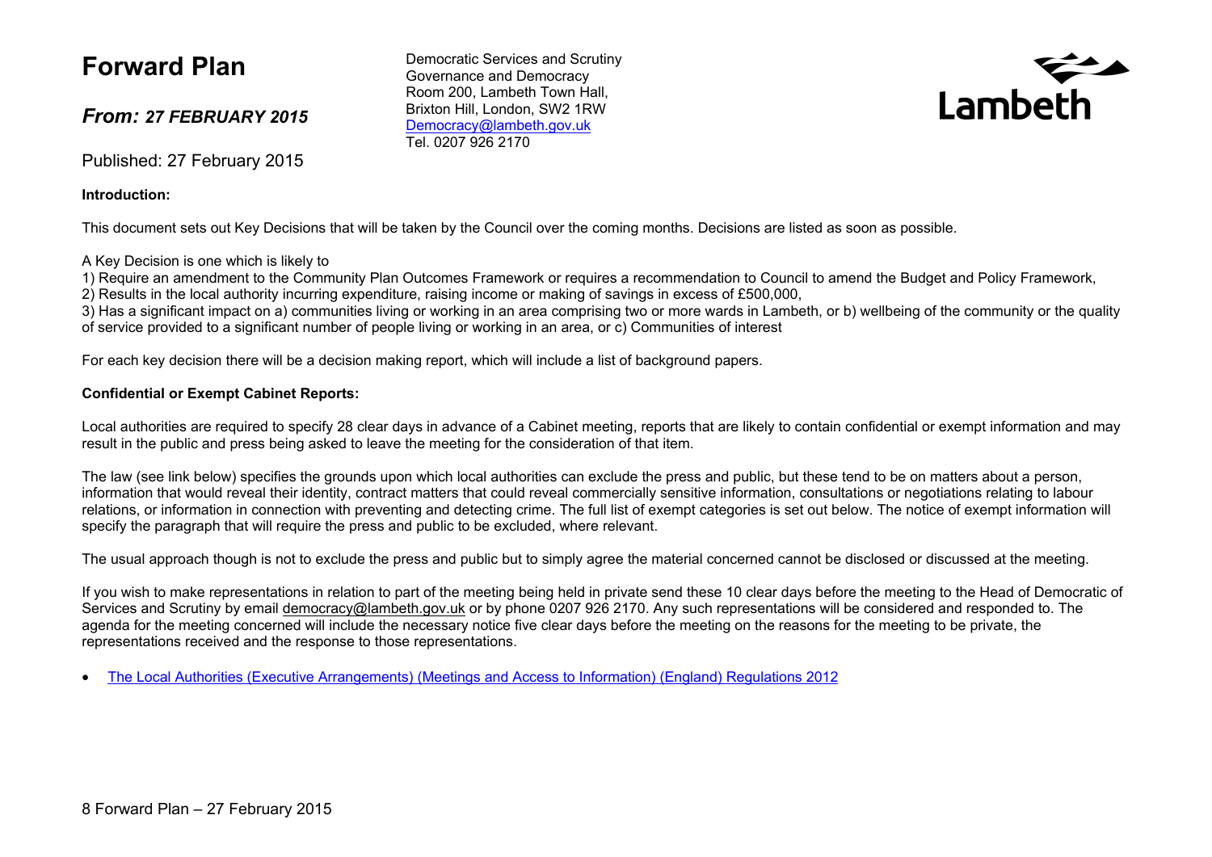# Forward Plan

## *From: 27 FEBRUARY 2015*

Published: 27 February 2015

Democratic Services and Scrutiny
Governance and Democracy
Room 200, Lambeth Town Hall,
Brixton Hill, London, SW2 1RW
Democracy@lambeth.gov.uk
Tel. 0207 926 2170

Lambeth

**Introduction:**

This document sets out Key Decisions that will be taken by the Council over the coming months. Decisions are listed as soon as possible.

A Key Decision is one which is likely to
1) Require an amendment to the Community Plan Outcomes Framework or requires a recommendation to Council to amend the Budget and Policy Framework,
2) Results in the local authority incurring expenditure, raising income or making of savings in excess of £500,000,
3) Has a significant impact on a) communities living or working in an area comprising two or more wards in Lambeth, or b) wellbeing of the community or the quality of service provided to a significant number of people living or working in an area, or c) Communities of interest

For each key decision there will be a decision making report, which will include a list of background papers.

**Confidential or Exempt Cabinet Reports:**

Local authorities are required to specify 28 clear days in advance of a Cabinet meeting, reports that are likely to contain confidential or exempt information and may result in the public and press being asked to leave the meeting for the consideration of that item.

The law (see link below) specifies the grounds upon which local authorities can exclude the press and public, but these tend to be on matters about a person, information that would reveal their identity, contract matters that could reveal commercially sensitive information, consultations or negotiations relating to labour relations, or information in connection with preventing and detecting crime. The full list of exempt categories is set out below. The notice of exempt information will specify the paragraph that will require the press and public to be excluded, where relevant.

The usual approach though is not to exclude the press and public but to simply agree the material concerned cannot be disclosed or discussed at the meeting.

If you wish to make representations in relation to part of the meeting being held in private send these 10 clear days before the meeting to the Head of Democratic of Services and Scrutiny by email democracy@lambeth.gov.uk or by phone 0207 926 2170. Any such representations will be considered and responded to. The agenda for the meeting concerned will include the necessary notice five clear days before the meeting on the reasons for the meeting to be private, the representations received and the response to those representations.

- The Local Authorities (Executive Arrangements) (Meetings and Access to Information) (England) Regulations 2012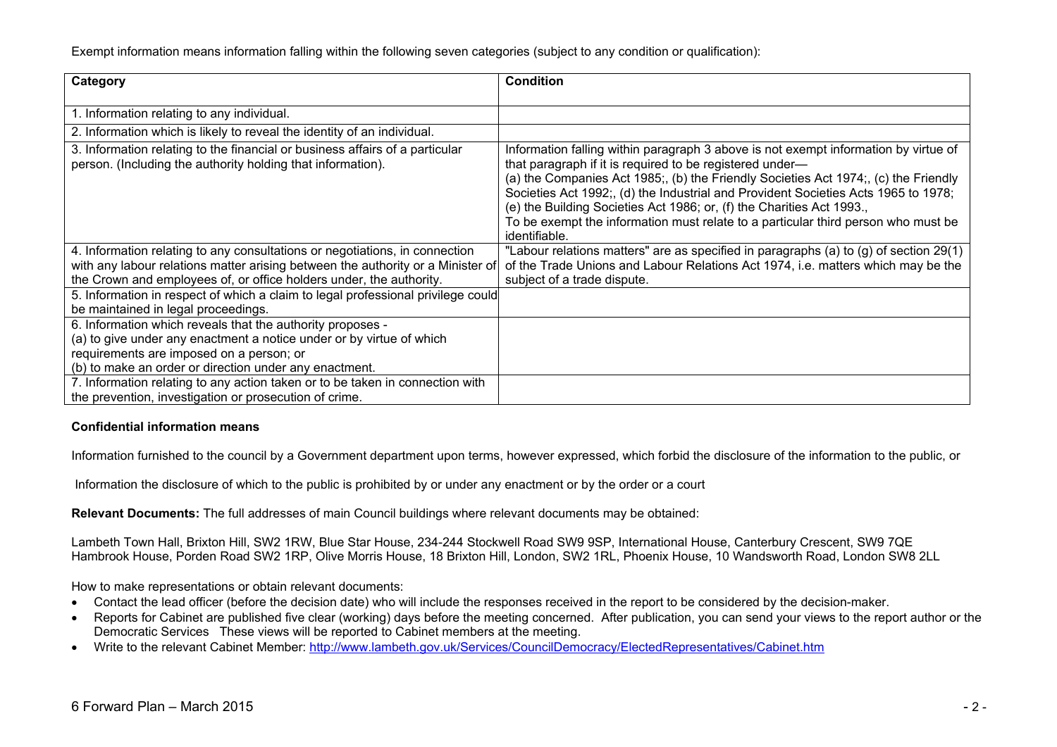Exempt information means information falling within the following seven categories (subject to any condition or qualification):

| Category | Condition |
| --- | --- |
| 1. Information relating to any individual. | |
| 2. Information which is likely to reveal the identity of an individual. | |
| 3. Information relating to the financial or business affairs of a particular person. (Including the authority holding that information). | Information falling within paragraph 3 above is not exempt information by virtue of that paragraph if it is required to be registered under— (a) the Companies Act 1985;, (b) the Friendly Societies Act 1974;, (c) the Friendly Societies Act 1992;, (d) the Industrial and Provident Societies Acts 1965 to 1978; (e) the Building Societies Act 1986; or, (f) the Charities Act 1993., To be exempt the information must relate to a particular third person who must be identifiable. |
| 4. Information relating to any consultations or negotiations, in connection with any labour relations matter arising between the authority or a Minister of the Crown and employees of, or office holders under, the authority. | "Labour relations matters" are as specified in paragraphs (a) to (g) of section 29(1) of the Trade Unions and Labour Relations Act 1974, i.e. matters which may be the subject of a trade dispute. |
| 5. Information in respect of which a claim to legal professional privilege could be maintained in legal proceedings. | |
| 6. Information which reveals that the authority proposes - (a) to give under any enactment a notice under or by virtue of which requirements are imposed on a person; or (b) to make an order or direction under any enactment. | |
| 7. Information relating to any action taken or to be taken in connection with the prevention, investigation or prosecution of crime. | |

**Confidential information means**

Information furnished to the council by a Government department upon terms, however expressed, which forbid the disclosure of the information to the public, or

Information the disclosure of which to the public is prohibited by or under any enactment or by the order or a court

**Relevant Documents:** The full addresses of main Council buildings where relevant documents may be obtained:

Lambeth Town Hall, Brixton Hill, SW2 1RW, Blue Star House, 234-244 Stockwell Road SW9 9SP, International House, Canterbury Crescent, SW9 7QE
Hambrook House, Porden Road SW2 1RP, Olive Morris House, 18 Brixton Hill, London, SW2 1RL, Phoenix House, 10 Wandsworth Road, London SW8 2LL

How to make representations or obtain relevant documents:

- Contact the lead officer (before the decision date) who will include the responses received in the report to be considered by the decision-maker.
- Reports for Cabinet are published five clear (working) days before the meeting concerned. After publication, you can send your views to the report author or the Democratic Services These views will be reported to Cabinet members at the meeting.
- Write to the relevant Cabinet Member: http://www.lambeth.gov.uk/Services/CouncilDemocracy/ElectedRepresentatives/Cabinet.htm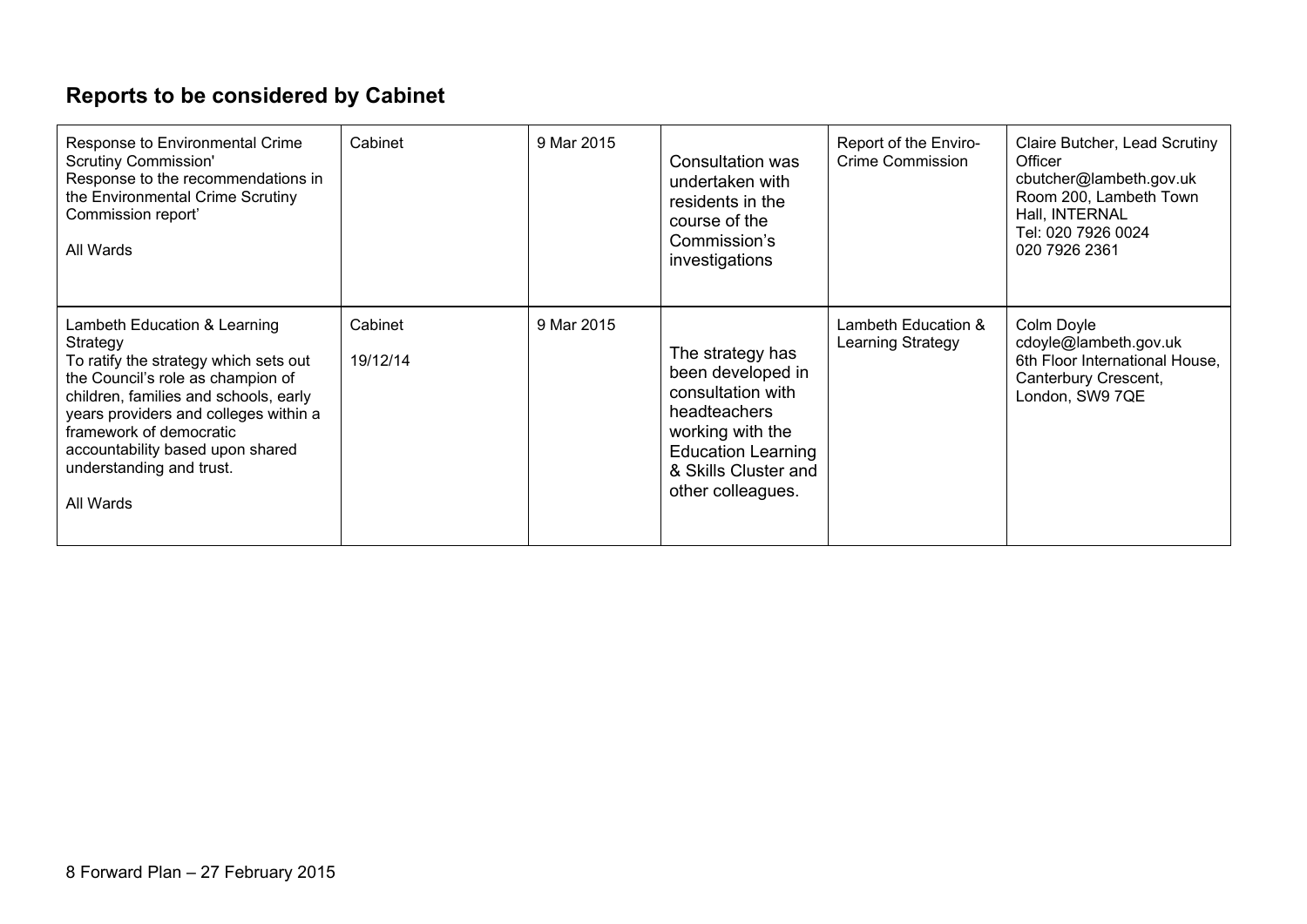## Reports to be considered by Cabinet

| | | | | | |
|---|---|---|---|---|---|
| Response to Environmental Crime Scrutiny Commission' Response to the recommendations in the Environmental Crime Scrutiny Commission report' <br><br> All Wards | Cabinet | 9 Mar 2015 | Consultation was undertaken with residents in the course of the Commission's investigations | Report of the Enviro-Crime Commission | Claire Butcher, Lead Scrutiny Officer cbutcher@lambeth.gov.uk Room 200, Lambeth Town Hall, INTERNAL Tel: 020 7926 0024 020 7926 2361 |
| Lambeth Education & Learning Strategy To ratify the strategy which sets out the Council's role as champion of children, families and schools, early years providers and colleges within a framework of democratic accountability based upon shared understanding and trust. <br><br> All Wards | Cabinet <br><br> 19/12/14 | 9 Mar 2015 | The strategy has been developed in consultation with headteachers working with the Education Learning & Skills Cluster and other colleagues. | Lambeth Education & Learning Strategy | Colm Doyle cdoyle@lambeth.gov.uk 6th Floor International House, Canterbury Crescent, London, SW9 7QE |

8 Forward Plan – 27 February 2015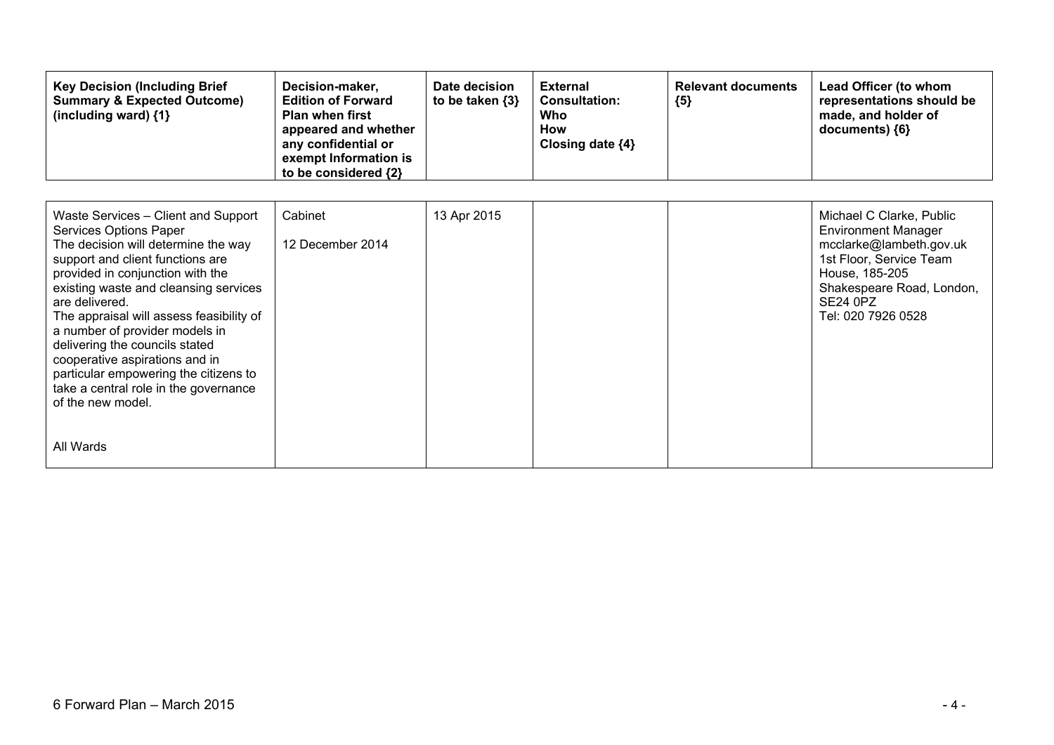| Key Decision (Including Brief Summary & Expected Outcome) (including ward) {1} | Decision-maker, Edition of Forward Plan when first appeared and whether any confidential or exempt Information is to be considered {2} | Date decision to be taken {3} | External Consultation: Who How Closing date {4} | Relevant documents {5} | Lead Officer (to whom representations should be made, and holder of documents) {6} |
|---|---|---|---|---|---|
| Waste Services – Client and Support Services Options Paper<br>The decision will determine the way support and client functions are provided in conjunction with the existing waste and cleansing services are delivered.<br>The appraisal will assess feasibility of a number of provider models in delivering the councils stated cooperative aspirations and in particular empowering the citizens to take a central role in the governance of the new model.<br><br>All Wards | Cabinet<br><br>12 December 2014 | 13 Apr 2015 | | | Michael C Clarke, Public Environment Manager<br>mcclarke@lambeth.gov.uk<br>1st Floor, Service Team House, 185-205 Shakespeare Road, London, SE24 0PZ<br>Tel: 020 7926 0528 |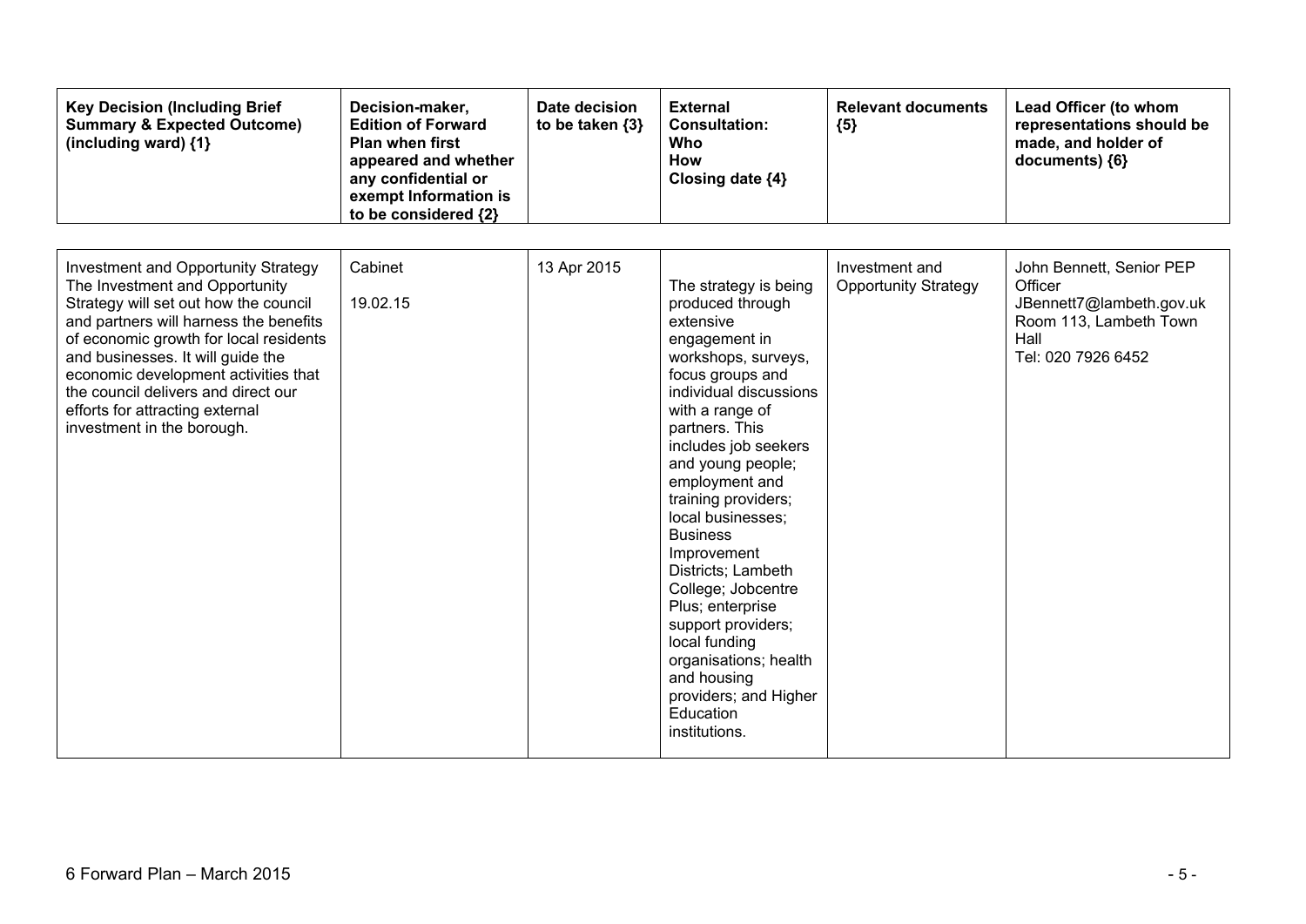| Key Decision (Including Brief Summary & Expected Outcome) (including ward) {1} | Decision-maker, Edition of Forward Plan when first appeared and whether any confidential or exempt Information is to be considered {2} | Date decision to be taken {3} | External Consultation: Who How Closing date {4} | Relevant documents {5} | Lead Officer (to whom representations should be made, and holder of documents) {6} |
|---|---|---|---|---|---|
| Investment and Opportunity Strategy<br>The Investment and Opportunity Strategy will set out how the council and partners will harness the benefits of economic growth for local residents and businesses. It will guide the economic development activities that the council delivers and direct our efforts for attracting external investment in the borough. | Cabinet<br><br>19.02.15 | 13 Apr 2015 | The strategy is being produced through extensive engagement in workshops, surveys, focus groups and individual discussions with a range of partners. This includes job seekers and young people; employment and training providers; local businesses; Business Improvement Districts; Lambeth College; Jobcentre Plus; enterprise support providers; local funding organisations; health and housing providers; and Higher Education institutions. | Investment and Opportunity Strategy | John Bennett, Senior PEP Officer<br>JBennett7@lambeth.gov.uk<br>Room 113, Lambeth Town Hall<br>Tel: 020 7926 6452 |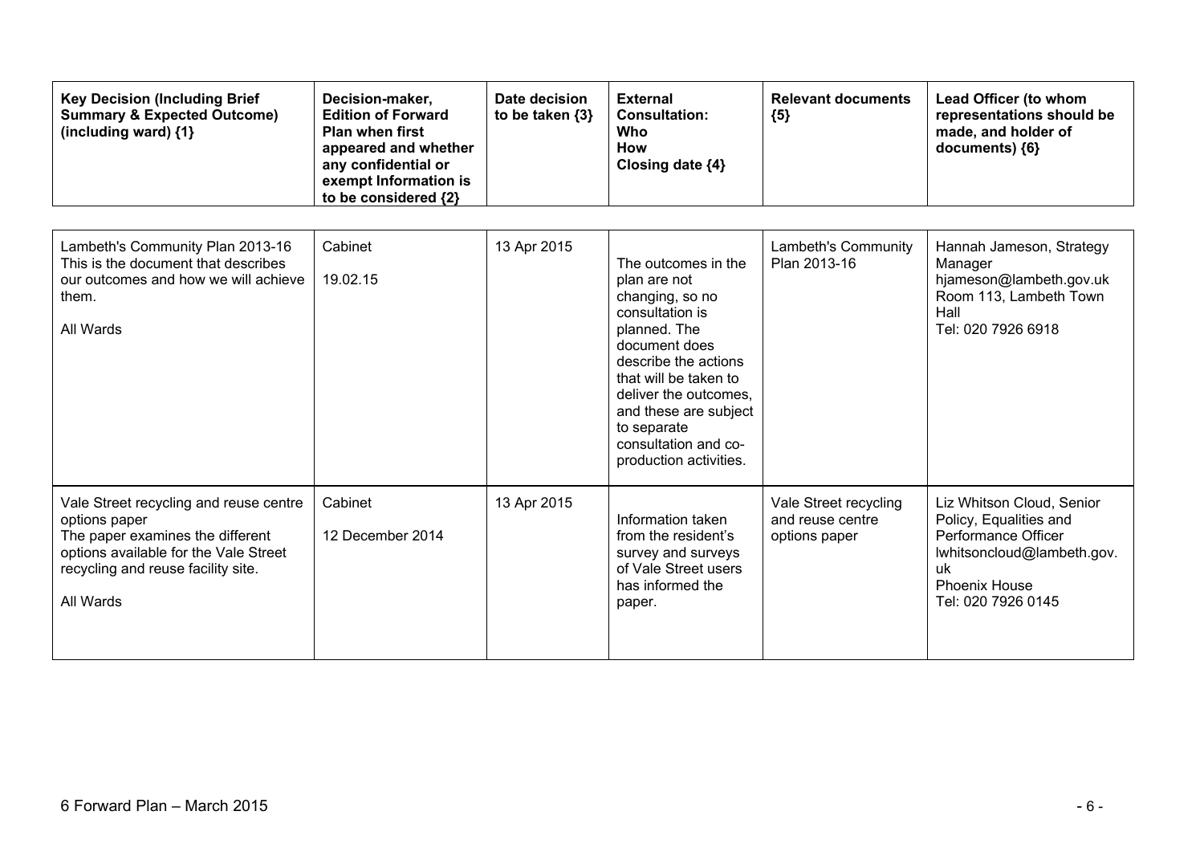| Key Decision (Including Brief Summary & Expected Outcome) (including ward) {1} | Decision-maker, Edition of Forward Plan when first appeared and whether any confidential or exempt Information is to be considered {2} | Date decision to be taken {3} | External Consultation: Who How Closing date {4} | Relevant documents {5} | Lead Officer (to whom representations should be made, and holder of documents) {6} |
|---|---|---|---|---|---|
| Lambeth's Community Plan 2013-16<br>This is the document that describes our outcomes and how we will achieve them.<br><br>All Wards | Cabinet<br><br>19.02.15 | 13 Apr 2015 | The outcomes in the plan are not changing, so no consultation is planned. The document does describe the actions that will be taken to deliver the outcomes, and these are subject to separate consultation and co-production activities. | Lambeth's Community Plan 2013-16 | Hannah Jameson, Strategy Manager<br>hjameson@lambeth.gov.uk<br>Room 113, Lambeth Town Hall<br>Tel: 020 7926 6918 |
| Vale Street recycling and reuse centre options paper<br>The paper examines the different options available for the Vale Street recycling and reuse facility site.<br><br>All Wards | Cabinet<br><br>12 December 2014 | 13 Apr 2015 | Information taken from the resident's survey and surveys of Vale Street users has informed the paper. | Vale Street recycling and reuse centre options paper | Liz Whitson Cloud, Senior Policy, Equalities and Performance Officer<br>lwhitsoncloud@lambeth.gov.uk<br>Phoenix House<br>Tel: 020 7926 0145 |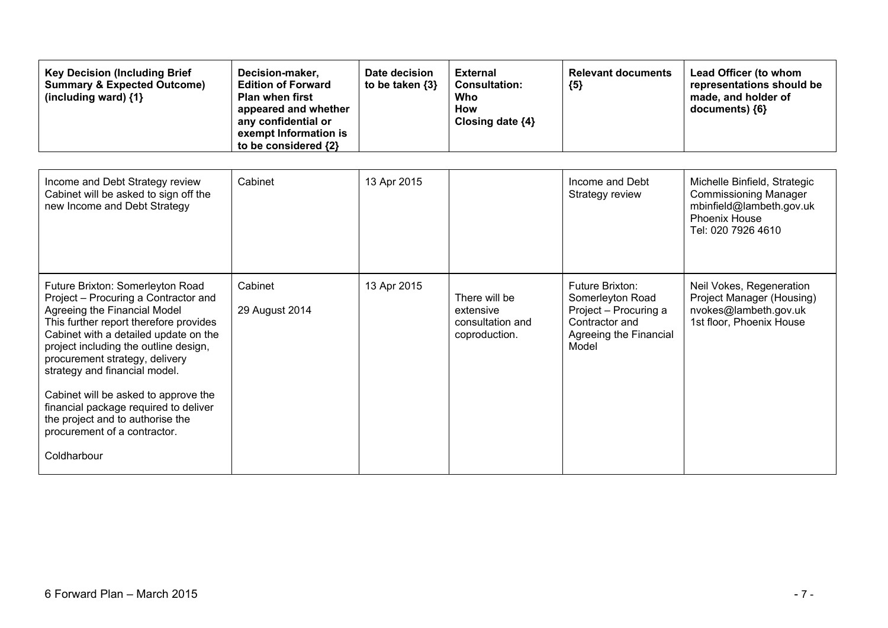| Key Decision (Including Brief Summary & Expected Outcome) (including ward) {1} | Decision-maker, Edition of Forward Plan when first appeared and whether any confidential or exempt Information is to be considered {2} | Date decision to be taken {3} | External Consultation: Who How Closing date {4} | Relevant documents {5} | Lead Officer (to whom representations should be made, and holder of documents) {6} |
|---|---|---|---|---|---|
| Income and Debt Strategy review<br>Cabinet will be asked to sign off the new Income and Debt Strategy | Cabinet | 13 Apr 2015 | | Income and Debt Strategy review | Michelle Binfield, Strategic Commissioning Manager<br>mbinfield@lambeth.gov.uk<br>Phoenix House<br>Tel: 020 7926 4610 |
| Future Brixton: Somerleyton Road Project – Procuring a Contractor and Agreeing the Financial Model<br>This further report therefore provides Cabinet with a detailed update on the project including the outline design, procurement strategy, delivery strategy and financial model.<br><br>Cabinet will be asked to approve the financial package required to deliver the project and to authorise the procurement of a contractor.<br><br>Coldharbour | Cabinet<br><br>29 August 2014 | 13 Apr 2015 | There will be extensive consultation and coproduction. | Future Brixton: Somerleyton Road Project – Procuring a Contractor and Agreeing the Financial Model | Neil Vokes, Regeneration Project Manager (Housing)<br>nvokes@lambeth.gov.uk<br>1st floor, Phoenix House |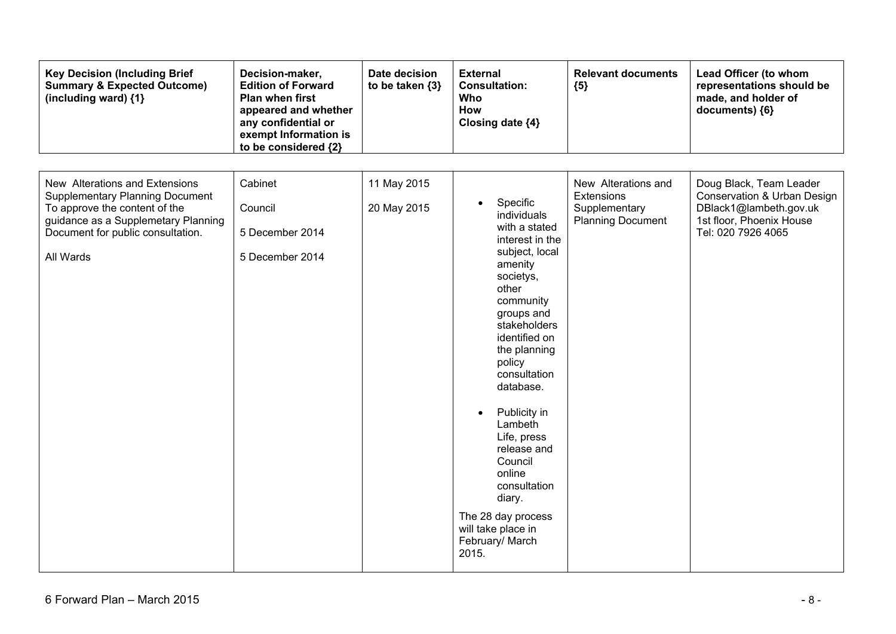| Key Decision (Including Brief Summary & Expected Outcome) (including ward) {1} | Decision-maker, Edition of Forward Plan when first appeared and whether any confidential or exempt Information is to be considered {2} | Date decision to be taken {3} | External Consultation: Who How Closing date {4} | Relevant documents {5} | Lead Officer (to whom representations should be made, and holder of documents) {6} |
|---|---|---|---|---|---|
| New Alterations and Extensions Supplementary Planning Document<br>To approve the content of the guidance as a Supplemetary Planning Document for public consultation.<br><br>All Wards | Cabinet<br><br>Council<br><br>5 December 2014<br><br>5 December 2014 | 11 May 2015<br><br>20 May 2015 | • Specific individuals with a stated interest in the subject, local amenity societys, other community groups and stakeholders identified on the planning policy consultation database.<br><br>• Publicity in Lambeth Life, press release and Council online consultation diary.<br><br>The 28 day process will take place in February/ March 2015. | New Alterations and Extensions Supplementary Planning Document | Doug Black, Team Leader Conservation & Urban Design<br>DBlack1@lambeth.gov.uk<br>1st floor, Phoenix House<br>Tel: 020 7926 4065 |

6 Forward Plan – March 2015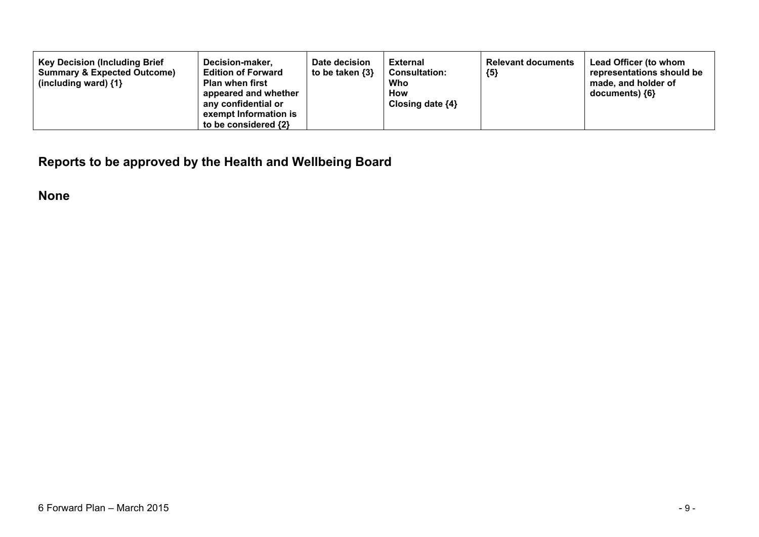| Key Decision (Including Brief Summary & Expected Outcome) (including ward) {1} | Decision-maker, Edition of Forward Plan when first appeared and whether any confidential or exempt Information is to be considered {2} | Date decision to be taken {3} | External Consultation: Who How Closing date {4} | Relevant documents {5} | Lead Officer (to whom representations should be made, and holder of documents) {6} |
|---|---|---|---|---|---|

## Reports to be approved by the Health and Wellbeing Board

**None**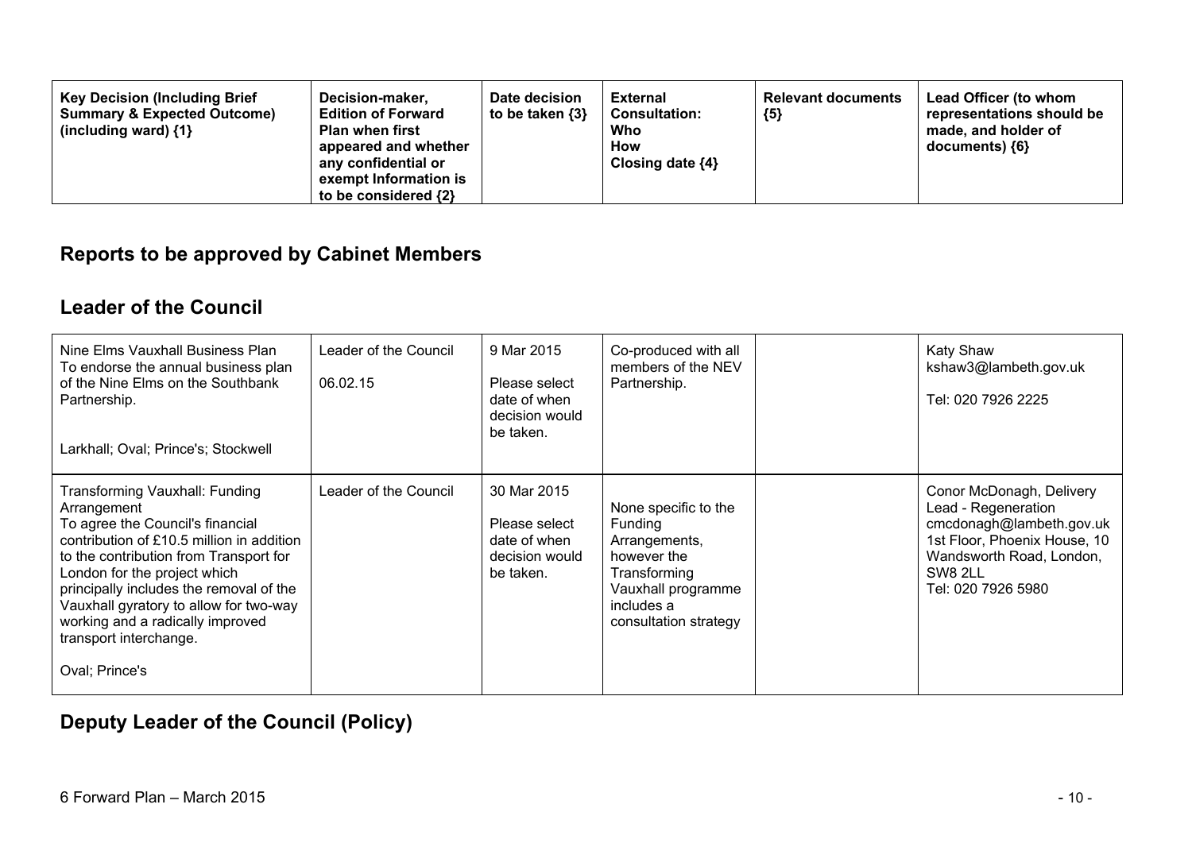| Key Decision (Including Brief Summary & Expected Outcome) (including ward) {1} | Decision-maker, Edition of Forward Plan when first appeared and whether any confidential or exempt Information is to be considered {2} | Date decision to be taken {3} | External Consultation: Who How Closing date {4} | Relevant documents {5} | Lead Officer (to whom representations should be made, and holder of documents) {6} |
|---|---|---|---|---|---|

## Reports to be approved by Cabinet Members

## Leader of the Council

| Key Decision (Including Brief Summary & Expected Outcome) (including ward) {1} | Decision-maker, Edition of Forward Plan when first appeared and whether any confidential or exempt Information is to be considered {2} | Date decision to be taken {3} | External Consultation: Who How Closing date {4} | Relevant documents {5} | Lead Officer (to whom representations should be made, and holder of documents) {6} |
|---|---|---|---|---|---|
| Nine Elms Vauxhall Business Plan<br>To endorse the annual business plan of the Nine Elms on the Southbank Partnership.<br><br>Larkhall; Oval; Prince's; Stockwell | Leader of the Council<br><br>06.02.15 | 9 Mar 2015<br><br>Please select date of when decision would be taken. | Co-produced with all members of the NEV Partnership. | | Katy Shaw<br>kshaw3@lambeth.gov.uk<br><br>Tel: 020 7926 2225 |
| Transforming Vauxhall: Funding Arrangement<br>To agree the Council's financial contribution of £10.5 million in addition to the contribution from Transport for London for the project which principally includes the removal of the Vauxhall gyratory to allow for two-way working and a radically improved transport interchange.<br><br>Oval; Prince's | Leader of the Council | 30 Mar 2015<br><br>Please select date of when decision would be taken. | None specific to the Funding Arrangements, however the Transforming Vauxhall programme includes a consultation strategy | | Conor McDonagh, Delivery Lead - Regeneration<br>cmcdonagh@lambeth.gov.uk<br>1st Floor, Phoenix House, 10 Wandsworth Road, London, SW8 2LL<br>Tel: 020 7926 5980 |

## Deputy Leader of the Council (Policy)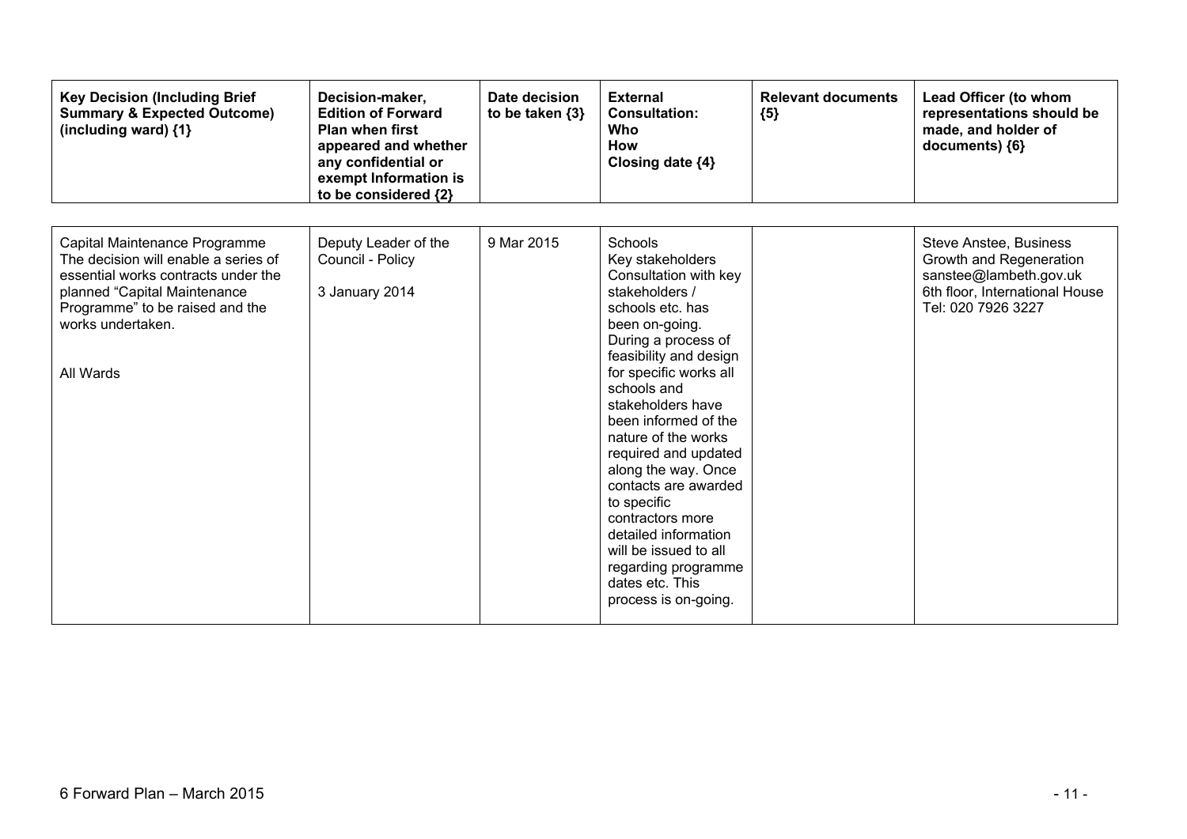| Key Decision (Including Brief Summary & Expected Outcome) (including ward) {1} | Decision-maker, Edition of Forward Plan when first appeared and whether any confidential or exempt Information is to be considered {2} | Date decision to be taken {3} | External Consultation: Who How Closing date {4} | Relevant documents {5} | Lead Officer (to whom representations should be made, and holder of documents) {6} |
|---|---|---|---|---|---|
| Capital Maintenance Programme The decision will enable a series of essential works contracts under the planned "Capital Maintenance Programme" to be raised and the works undertaken. All Wards | Deputy Leader of the Council - Policy 3 January 2014 | 9 Mar 2015 | Schools Key stakeholders Consultation with key stakeholders / schools etc. has been on-going. During a process of feasibility and design for specific works all schools and stakeholders have been informed of the nature of the works required and updated along the way. Once contacts are awarded to specific contractors more detailed information will be issued to all regarding programme dates etc. This process is on-going. | | Steve Anstee, Business Growth and Regeneration sanstee@lambeth.gov.uk 6th floor, International House Tel: 020 7926 3227 |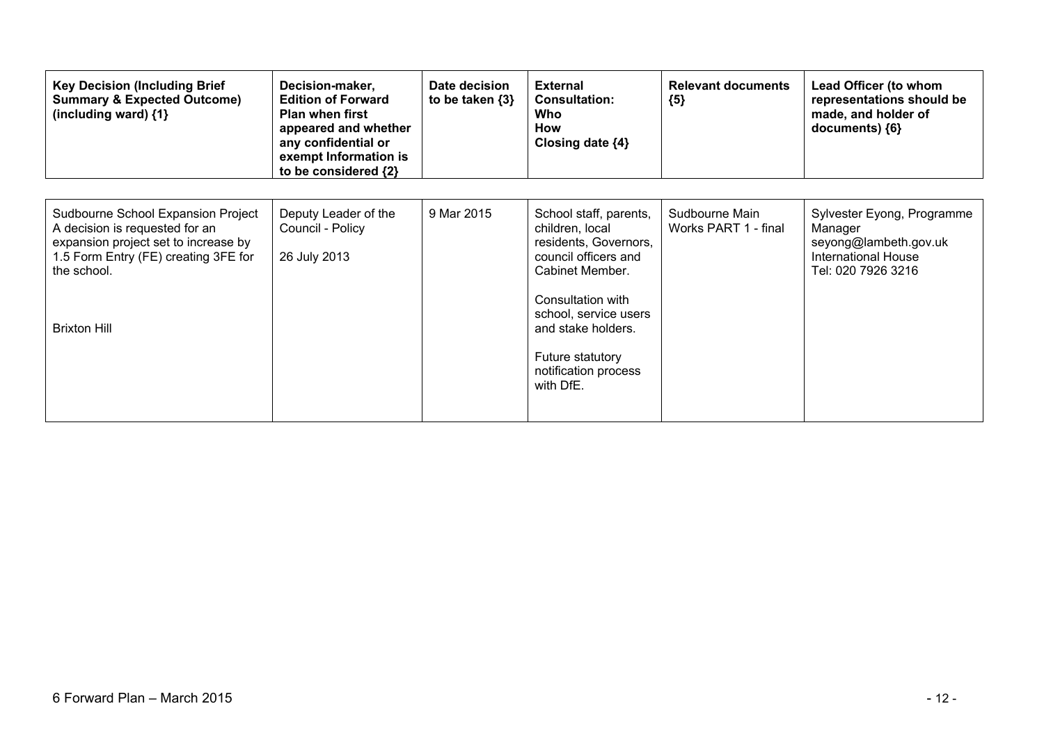| Key Decision (Including Brief Summary & Expected Outcome) (including ward) {1} | Decision-maker, Edition of Forward Plan when first appeared and whether any confidential or exempt Information is to be considered {2} | Date decision to be taken {3} | External Consultation: Who How Closing date {4} | Relevant documents {5} | Lead Officer (to whom representations should be made, and holder of documents) {6} |
|---|---|---|---|---|---|
| Sudbourne School Expansion Project<br>A decision is requested for an expansion project set to increase by 1.5 Form Entry (FE) creating 3FE for the school.<br><br>Brixton Hill | Deputy Leader of the Council - Policy<br><br>26 July 2013 | 9 Mar 2015 | School staff, parents, children, local residents, Governors, council officers and Cabinet Member.<br><br>Consultation with school, service users and stake holders.<br><br>Future statutory notification process with DfE. | Sudbourne Main Works PART 1 - final | Sylvester Eyong, Programme Manager<br>seyong@lambeth.gov.uk<br>International House<br>Tel: 020 7926 3216 |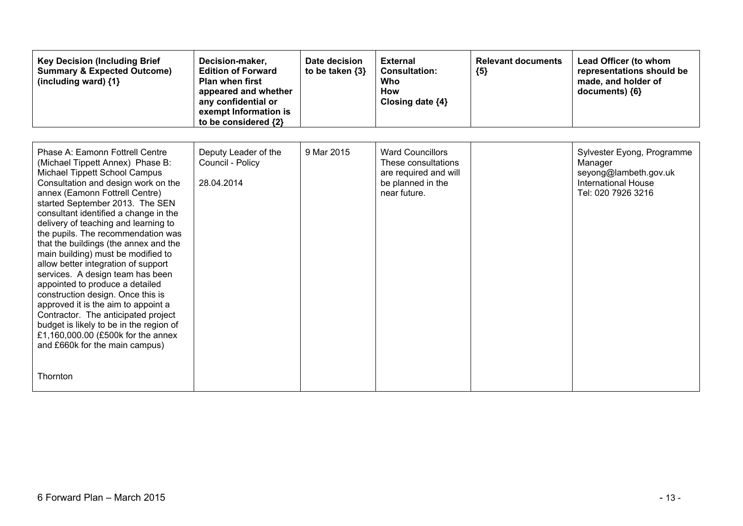| Key Decision (Including Brief Summary & Expected Outcome) (including ward) {1} | Decision-maker, Edition of Forward Plan when first appeared and whether any confidential or exempt Information is to be considered {2} | Date decision to be taken {3} | External Consultation: Who How Closing date {4} | Relevant documents {5} | Lead Officer (to whom representations should be made, and holder of documents) {6} |
|---|---|---|---|---|---|
| Phase A: Eamonn Fottrell Centre (Michael Tippett Annex) Phase B: Michael Tippett School Campus Consultation and design work on the annex (Eamonn Fottrell Centre) started September 2013. The SEN consultant identified a change in the delivery of teaching and learning to the pupils. The recommendation was that the buildings (the annex and the main building) must be modified to allow better integration of support services. A design team has been appointed to produce a detailed construction design. Once this is approved it is the aim to appoint a Contractor. The anticipated project budget is likely to be in the region of £1,160,000.00 (£500k for the annex and £660k for the main campus)<br><br>Thornton | Deputy Leader of the Council - Policy<br><br>28.04.2014 | 9 Mar 2015 | Ward Councillors These consultations are required and will be planned in the near future. | | Sylvester Eyong, Programme Manager seyong@lambeth.gov.uk International House Tel: 020 7926 3216 |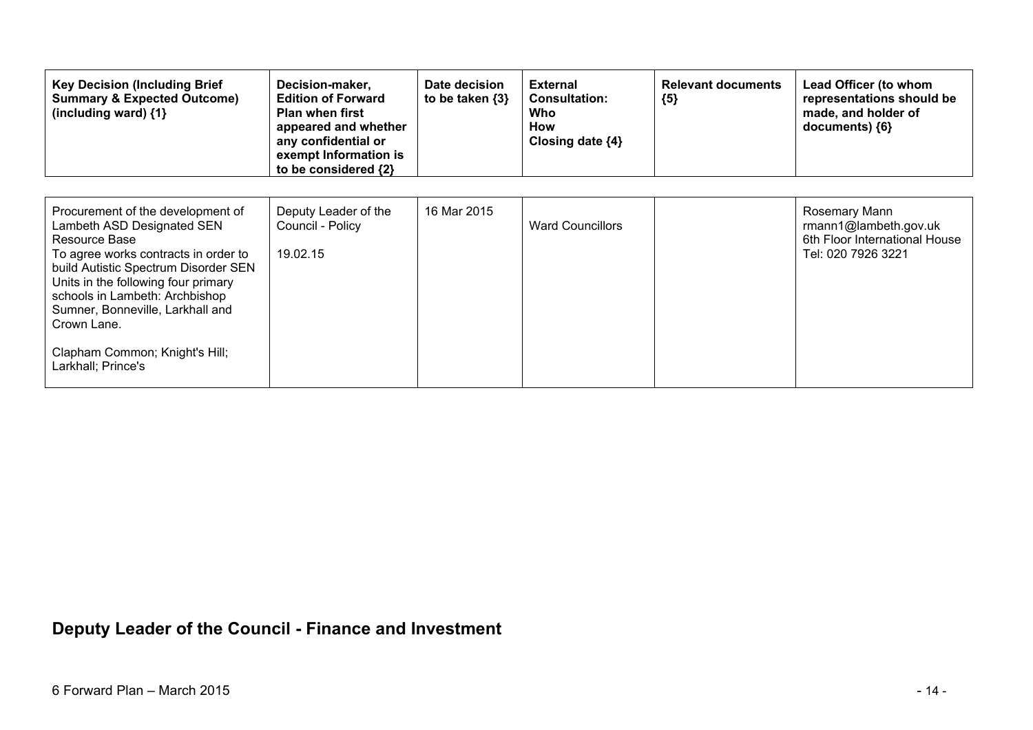| Key Decision (Including Brief Summary & Expected Outcome) (including ward) {1} | Decision-maker, Edition of Forward Plan when first appeared and whether any confidential or exempt Information is to be considered {2} | Date decision to be taken {3} | External Consultation: Who How Closing date {4} | Relevant documents {5} | Lead Officer (to whom representations should be made, and holder of documents) {6} |
|---|---|---|---|---|---|
| Procurement of the development of Lambeth ASD Designated SEN Resource Base<br>To agree works contracts in order to build Autistic Spectrum Disorder SEN Units in the following four primary schools in Lambeth: Archbishop Sumner, Bonneville, Larkhall and Crown Lane.<br><br>Clapham Common; Knight's Hill; Larkhall; Prince's | Deputy Leader of the Council - Policy<br><br>19.02.15 | 16 Mar 2015 | Ward Councillors | | Rosemary Mann<br>rmann1@lambeth.gov.uk<br>6th Floor International House<br>Tel: 020 7926 3221 |

## Deputy Leader of the Council - Finance and Investment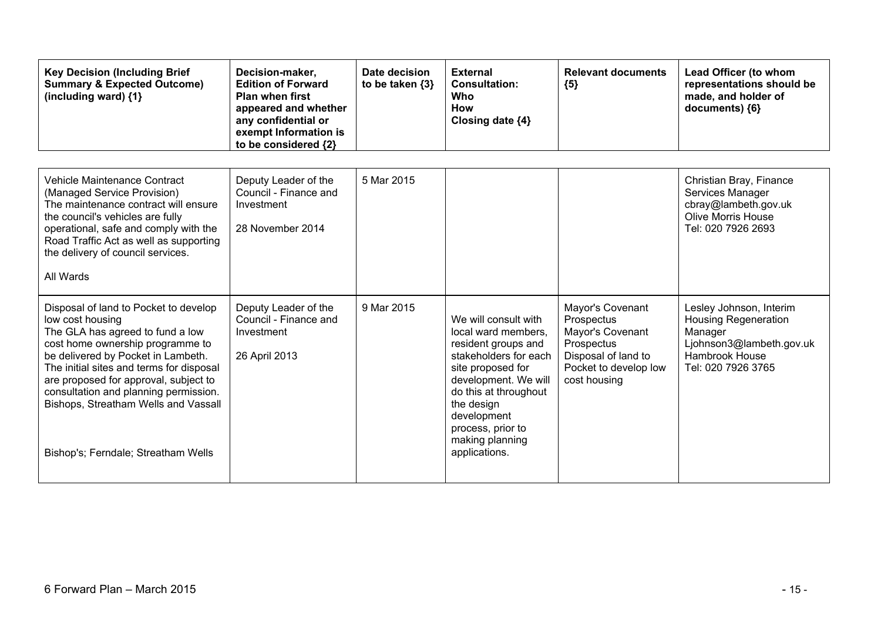| Key Decision (Including Brief Summary & Expected Outcome) (including ward) {1} | Decision-maker, Edition of Forward Plan when first appeared and whether any confidential or exempt Information is to be considered {2} | Date decision to be taken {3} | External Consultation: Who How Closing date {4} | Relevant documents {5} | Lead Officer (to whom representations should be made, and holder of documents) {6} |
|---|---|---|---|---|---|
| Vehicle Maintenance Contract (Managed Service Provision)<br>The maintenance contract will ensure the council's vehicles are fully operational, safe and comply with the Road Traffic Act as well as supporting the delivery of council services.<br><br>All Wards | Deputy Leader of the Council - Finance and Investment<br><br>28 November 2014 | 5 Mar 2015 | | | Christian Bray, Finance Services Manager<br>cbray@lambeth.gov.uk<br>Olive Morris House<br>Tel: 020 7926 2693 |
| Disposal of land to Pocket to develop low cost housing<br>The GLA has agreed to fund a low cost home ownership programme to be delivered by Pocket in Lambeth. The initial sites and terms for disposal are proposed for approval, subject to consultation and planning permission. Bishops, Streatham Wells and Vassall<br><br>Bishop's; Ferndale; Streatham Wells | Deputy Leader of the Council - Finance and Investment<br><br>26 April 2013 | 9 Mar 2015 | We will consult with local ward members, resident groups and stakeholders for each site proposed for development. We will do this at throughout the design development process, prior to making planning applications. | Mayor's Covenant Prospectus<br>Mayor's Covenant Prospectus<br>Disposal of land to Pocket to develop low cost housing | Lesley Johnson, Interim Housing Regeneration Manager<br>Ljohnson3@lambeth.gov.uk<br>Hambrook House<br>Tel: 020 7926 3765 |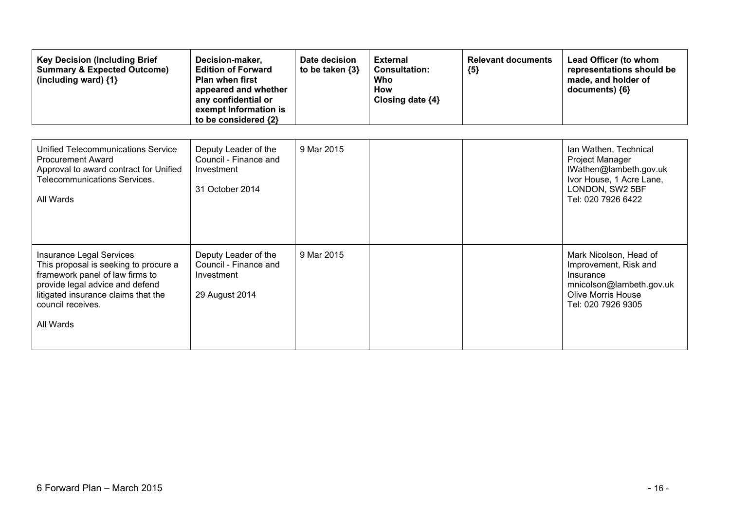| Key Decision (Including Brief Summary & Expected Outcome) (including ward) {1} | Decision-maker, Edition of Forward Plan when first appeared and whether any confidential or exempt Information is to be considered {2} | Date decision to be taken {3} | External Consultation: Who How Closing date {4} | Relevant documents {5} | Lead Officer (to whom representations should be made, and holder of documents) {6} |
|---|---|---|---|---|---|
| Unified Telecommunications Service Procurement Award<br>Approval to award contract for Unified Telecommunications Services.<br><br>All Wards | Deputy Leader of the Council - Finance and Investment<br><br>31 October 2014 | 9 Mar 2015 | | | Ian Wathen, Technical Project Manager<br>IWathen@lambeth.gov.uk<br>Ivor House, 1 Acre Lane, LONDON, SW2 5BF<br>Tel: 020 7926 6422 |
| Insurance Legal Services<br>This proposal is seeking to procure a framework panel of law firms to provide legal advice and defend litigated insurance claims that the council receives.<br><br>All Wards | Deputy Leader of the Council - Finance and Investment<br><br>29 August 2014 | 9 Mar 2015 | | | Mark Nicolson, Head of Improvement, Risk and Insurance<br>mnicolson@lambeth.gov.uk<br>Olive Morris House<br>Tel: 020 7926 9305 |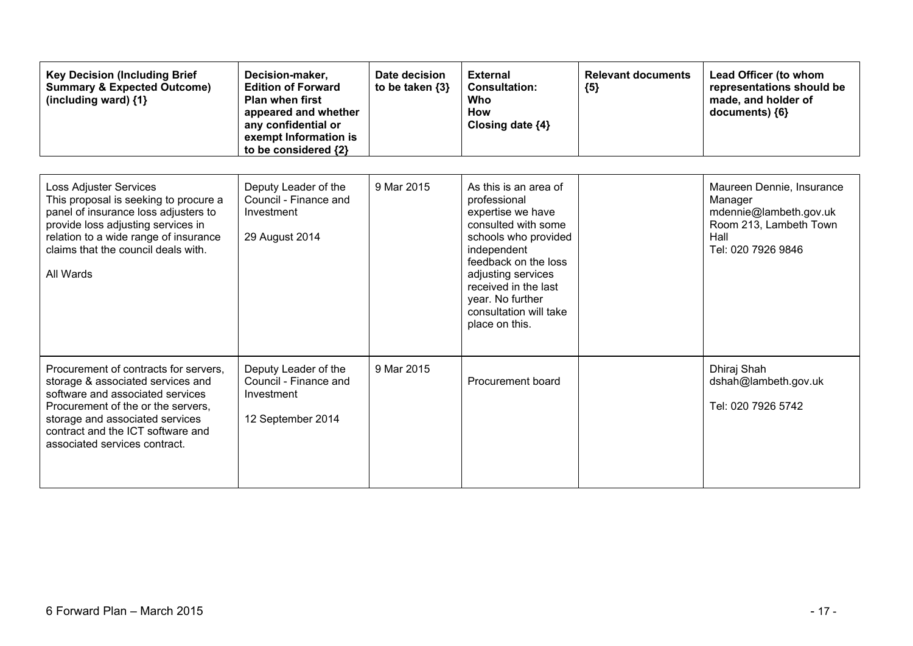| Key Decision (Including Brief Summary & Expected Outcome) (including ward) {1} | Decision-maker, Edition of Forward Plan when first appeared and whether any confidential or exempt Information is to be considered {2} | Date decision to be taken {3} | External Consultation: Who How Closing date {4} | Relevant documents {5} | Lead Officer (to whom representations should be made, and holder of documents) {6} |
|---|---|---|---|---|---|
| Loss Adjuster Services<br>This proposal is seeking to procure a panel of insurance loss adjusters to provide loss adjusting services in relation to a wide range of insurance claims that the council deals with.<br><br>All Wards | Deputy Leader of the Council - Finance and Investment<br><br>29 August 2014 | 9 Mar 2015 | As this is an area of professional expertise we have consulted with some schools who provided independent feedback on the loss adjusting services received in the last year. No further consultation will take place on this. | | Maureen Dennie, Insurance Manager<br>mdennie@lambeth.gov.uk<br>Room 213, Lambeth Town Hall<br>Tel: 020 7926 9846 |
| Procurement of contracts for servers, storage & associated services and software and associated services<br>Procurement of the or the servers, storage and associated services contract and the ICT software and associated services contract. | Deputy Leader of the Council - Finance and Investment<br><br>12 September 2014 | 9 Mar 2015 | Procurement board | | Dhiraj Shah<br>dshah@lambeth.gov.uk<br><br>Tel: 020 7926 5742 |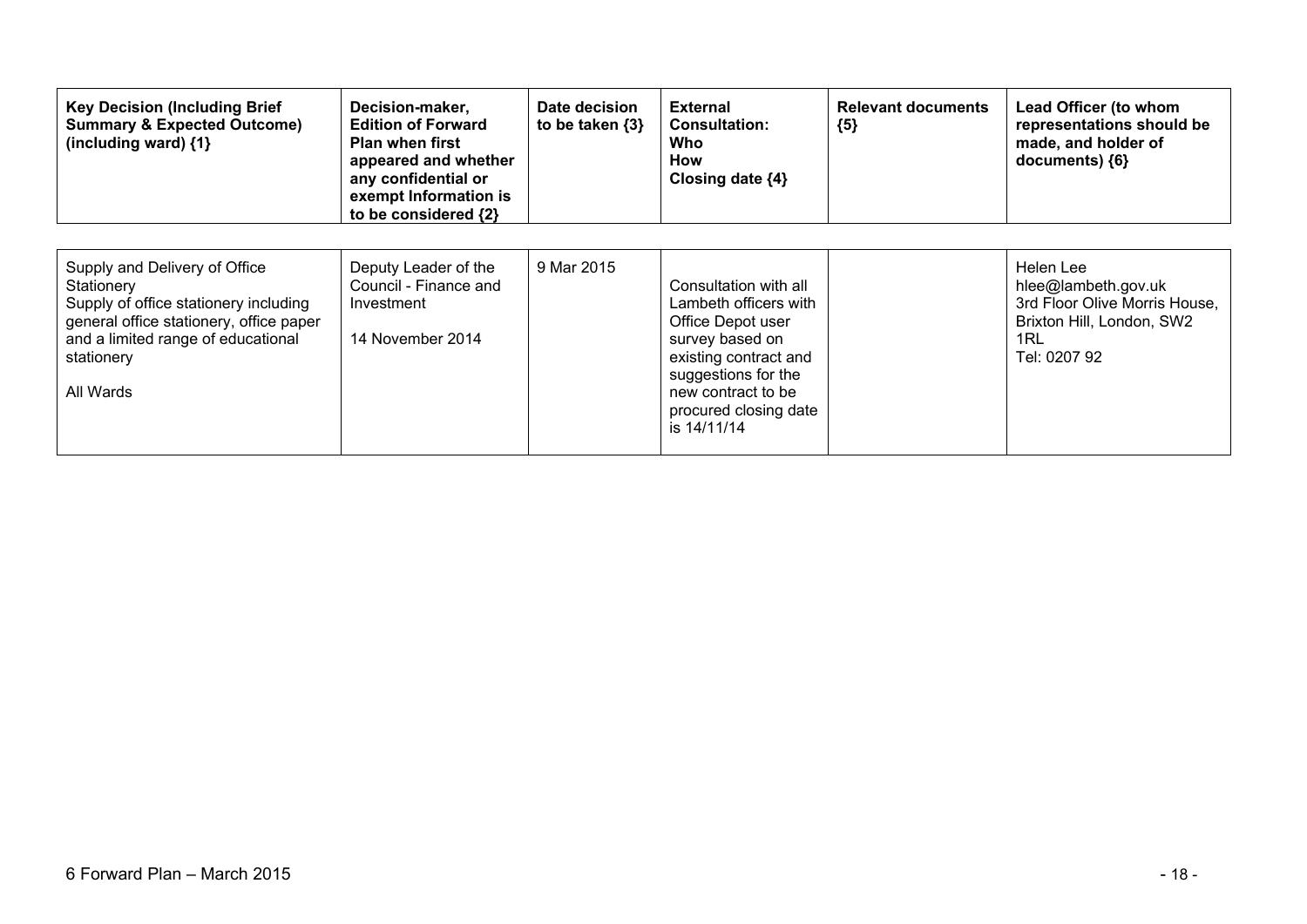| Key Decision (Including Brief Summary & Expected Outcome) (including ward) {1} | Decision-maker, Edition of Forward Plan when first appeared and whether any confidential or exempt Information is to be considered {2} | Date decision to be taken {3} | External Consultation: Who How Closing date {4} | Relevant documents {5} | Lead Officer (to whom representations should be made, and holder of documents) {6} |
|---|---|---|---|---|---|
| Supply and Delivery of Office Stationery<br>Supply of office stationery including general office stationery, office paper and a limited range of educational stationery<br><br>All Wards | Deputy Leader of the Council - Finance and Investment<br><br>14 November 2014 | 9 Mar 2015 | Consultation with all Lambeth officers with Office Depot user survey based on existing contract and suggestions for the new contract to be procured closing date is 14/11/14 | | Helen Lee<br>hlee@lambeth.gov.uk<br>3rd Floor Olive Morris House, Brixton Hill, London, SW2 1RL<br>Tel: 0207 92 |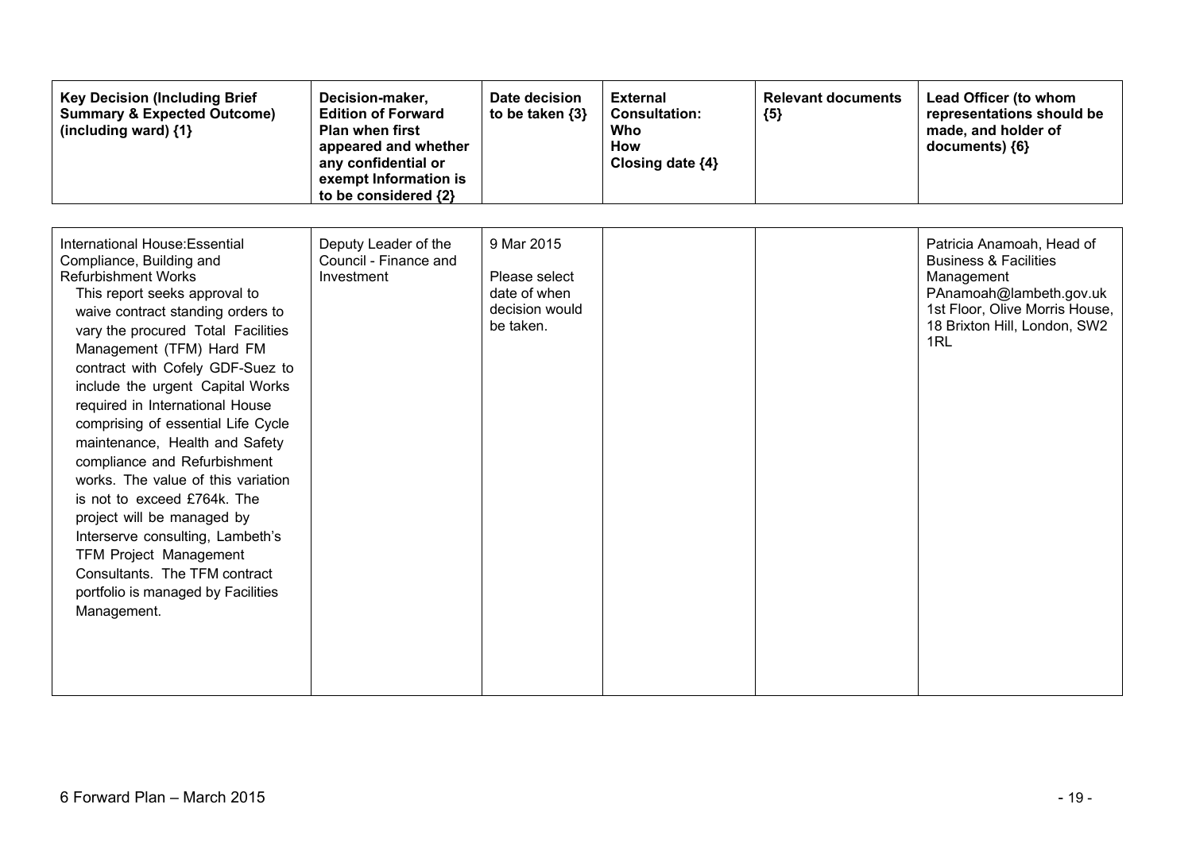| Key Decision (Including Brief Summary & Expected Outcome) (including ward) {1} | Decision-maker, Edition of Forward Plan when first appeared and whether any confidential or exempt Information is to be considered {2} | Date decision to be taken {3} | External Consultation: Who How Closing date {4} | Relevant documents {5} | Lead Officer (to whom representations should be made, and holder of documents) {6} |
|---|---|---|---|---|---|
| International House:Essential Compliance, Building and Refurbishment Works<br>This report seeks approval to waive contract standing orders to vary the procured Total Facilities Management (TFM) Hard FM contract with Cofely GDF-Suez to include the urgent Capital Works required in International House comprising of essential Life Cycle maintenance, Health and Safety compliance and Refurbishment works. The value of this variation is not to exceed £764k. The project will be managed by Interserve consulting, Lambeth's TFM Project Management Consultants. The TFM contract portfolio is managed by Facilities Management. | Deputy Leader of the Council - Finance and Investment | 9 Mar 2015<br><br>Please select date of when decision would be taken. | | | Patricia Anamoah, Head of Business & Facilities Management<br>PAnamoah@lambeth.gov.uk<br>1st Floor, Olive Morris House, 18 Brixton Hill, London, SW2 1RL |

6 Forward Plan – March 2015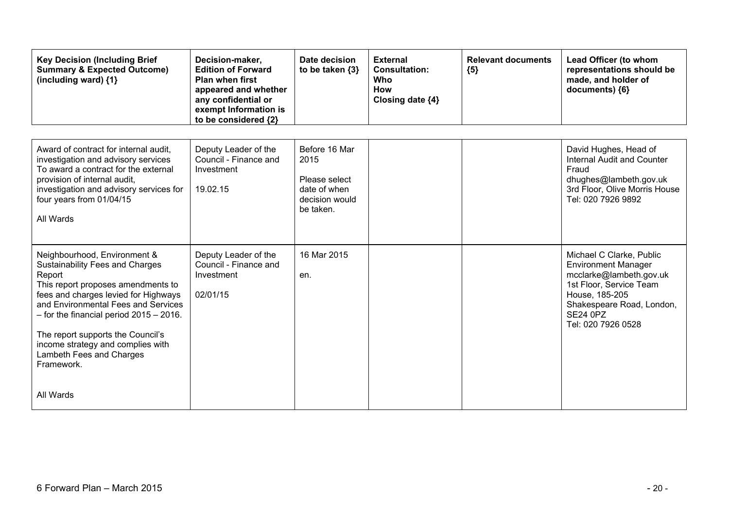| Key Decision (Including Brief Summary & Expected Outcome) (including ward) {1} | Decision-maker, Edition of Forward Plan when first appeared and whether any confidential or exempt Information is to be considered {2} | Date decision to be taken {3} | External Consultation: Who How Closing date {4} | Relevant documents {5} | Lead Officer (to whom representations should be made, and holder of documents) {6} |
|---|---|---|---|---|---|
| Award of contract for internal audit, investigation and advisory services<br>To award a contract for the external provision of internal audit, investigation and advisory services for four years from 01/04/15<br><br>All Wards | Deputy Leader of the Council - Finance and Investment<br><br>19.02.15 | Before 16 Mar 2015<br><br>Please select date of when decision would be taken. | | | David Hughes, Head of Internal Audit and Counter Fraud<br>dhughes@lambeth.gov.uk<br>3rd Floor, Olive Morris House<br>Tel: 020 7926 9892 |
| Neighbourhood, Environment & Sustainability Fees and Charges Report<br>This report proposes amendments to fees and charges levied for Highways and Environmental Fees and Services – for the financial period 2015 – 2016.<br><br>The report supports the Council's income strategy and complies with Lambeth Fees and Charges Framework.<br><br>All Wards | Deputy Leader of the Council - Finance and Investment<br><br>02/01/15 | 16 Mar 2015<br><br>en. | | | Michael C Clarke, Public Environment Manager<br>mcclarke@lambeth.gov.uk<br>1st Floor, Service Team House, 185-205 Shakespeare Road, London, SE24 0PZ<br>Tel: 020 7926 0528 |

6 Forward Plan – March 2015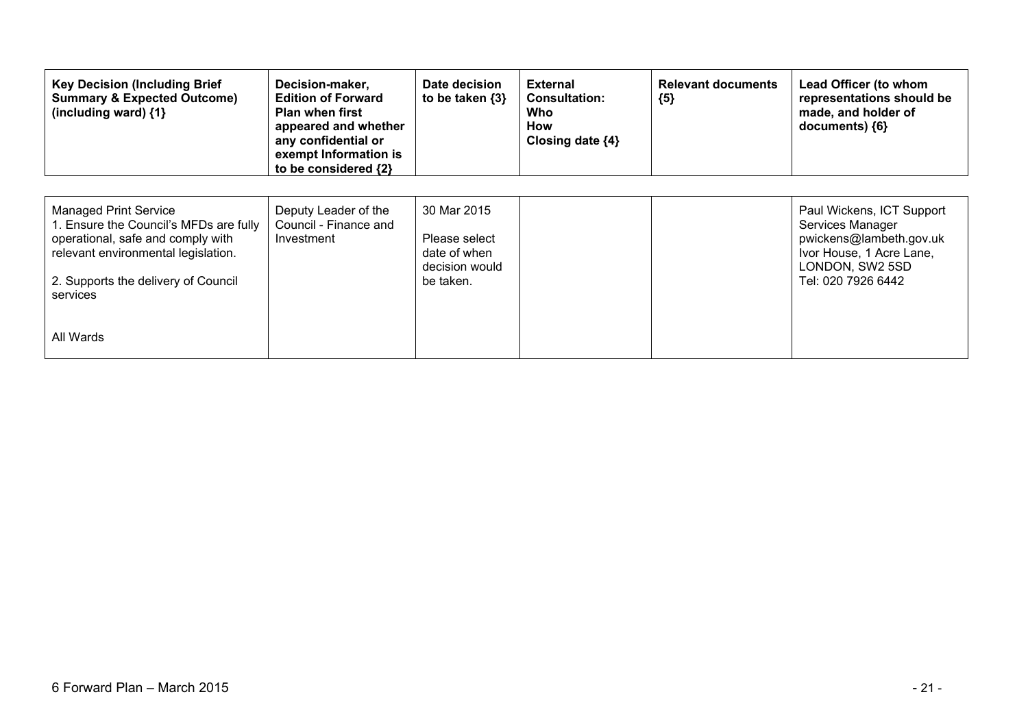| Key Decision (Including Brief Summary & Expected Outcome) (including ward) {1} | Decision-maker, Edition of Forward Plan when first appeared and whether any confidential or exempt Information is to be considered {2} | Date decision to be taken {3} | External Consultation: Who How Closing date {4} | Relevant documents {5} | Lead Officer (to whom representations should be made, and holder of documents) {6} |
|---|---|---|---|---|---|
| Managed Print Service<br>1. Ensure the Council's MFDs are fully operational, safe and comply with relevant environmental legislation.<br><br>2. Supports the delivery of Council services<br><br><br>All Wards | Deputy Leader of the Council - Finance and Investment | 30 Mar 2015<br><br>Please select date of when decision would be taken. | | | Paul Wickens, ICT Support Services Manager<br>pwickens@lambeth.gov.uk<br>Ivor House, 1 Acre Lane, LONDON, SW2 5SD<br>Tel: 020 7926 6442 |

6 Forward Plan – March 2015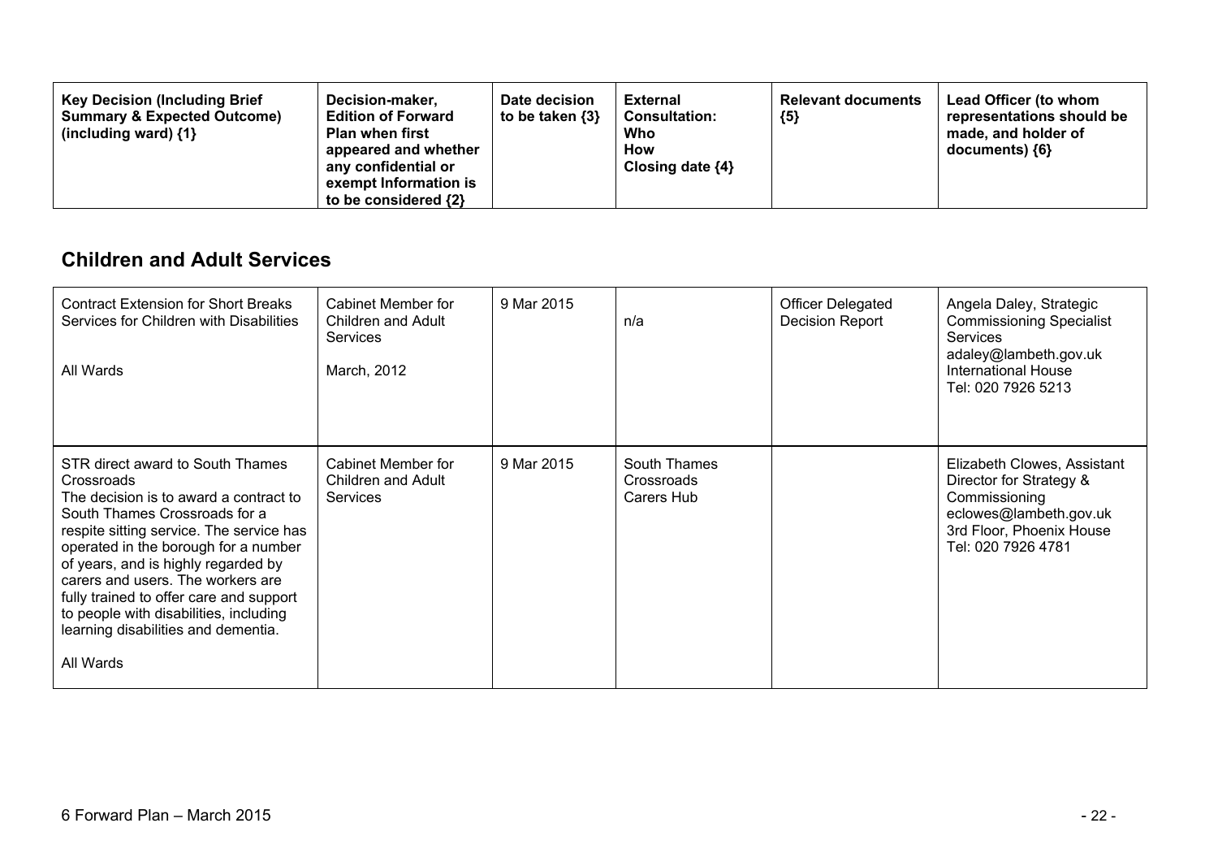| Key Decision (Including Brief Summary & Expected Outcome) (including ward) {1} | Decision-maker, Edition of Forward Plan when first appeared and whether any confidential or exempt Information is to be considered {2} | Date decision to be taken {3} | External Consultation: Who How Closing date {4} | Relevant documents {5} | Lead Officer (to whom representations should be made, and holder of documents) {6} |
|---|---|---|---|---|---|

## Children and Adult Services

| | | | | | |
|---|---|---|---|---|---|
| Contract Extension for Short Breaks Services for Children with Disabilities<br><br>All Wards | Cabinet Member for Children and Adult Services<br><br>March, 2012 | 9 Mar 2015 | n/a | Officer Delegated Decision Report | Angela Daley, Strategic Commissioning Specialist Services<br>adaley@lambeth.gov.uk<br>International House<br>Tel: 020 7926 5213 |
| STR direct award to South Thames Crossroads<br>The decision is to award a contract to South Thames Crossroads for a respite sitting service. The service has operated in the borough for a number of years, and is highly regarded by carers and users. The workers are fully trained to offer care and support to people with disabilities, including learning disabilities and dementia.<br><br>All Wards | Cabinet Member for Children and Adult Services | 9 Mar 2015 | South Thames Crossroads Carers Hub | | Elizabeth Clowes, Assistant Director for Strategy & Commissioning<br>eclowes@lambeth.gov.uk<br>3rd Floor, Phoenix House<br>Tel: 020 7926 4781 |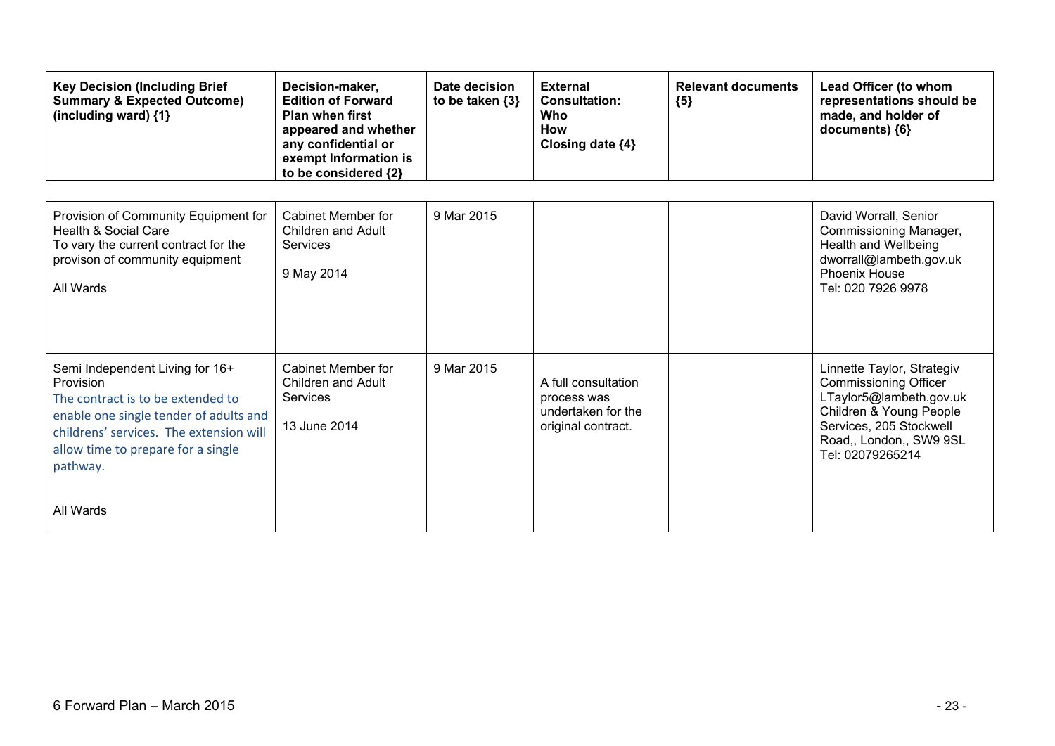| Key Decision (Including Brief Summary & Expected Outcome) (including ward) {1} | Decision-maker, Edition of Forward Plan when first appeared and whether any confidential or exempt Information is to be considered {2} | Date decision to be taken {3} | External Consultation: Who How Closing date {4} | Relevant documents {5} | Lead Officer (to whom representations should be made, and holder of documents) {6} |
|---|---|---|---|---|---|
| Provision of Community Equipment for Health & Social Care<br>To vary the current contract for the provison of community equipment<br><br>All Wards | Cabinet Member for Children and Adult Services<br><br>9 May 2014 | 9 Mar 2015 | | | David Worrall, Senior Commissioning Manager, Health and Wellbeing<br>dworrall@lambeth.gov.uk<br>Phoenix House<br>Tel: 020 7926 9978 |
| Semi Independent Living for 16+ Provision<br>The contract is to be extended to enable one single tender of adults and childrens' services. The extension will allow time to prepare for a single pathway.<br><br>All Wards | Cabinet Member for Children and Adult Services<br><br>13 June 2014 | 9 Mar 2015 | A full consultation process was undertaken for the original contract. | | Linnette Taylor, Strategiv Commissioning Officer<br>LTaylor5@lambeth.gov.uk<br>Children & Young People Services, 205 Stockwell Road,, London,, SW9 9SL<br>Tel: 02079265214 |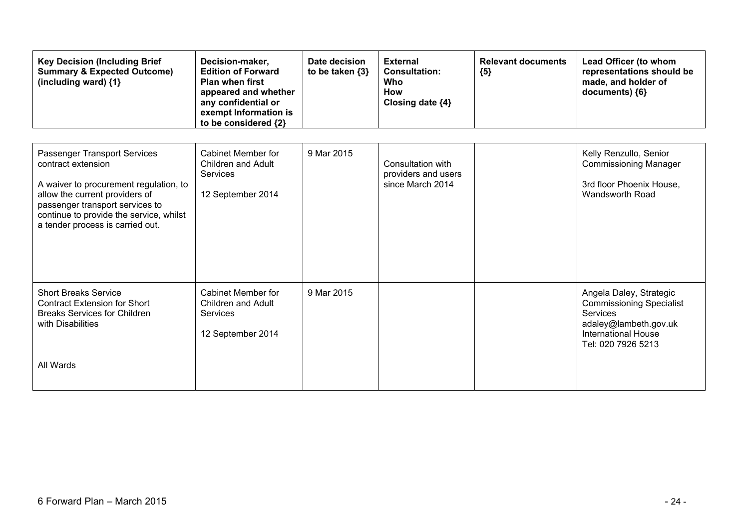| Key Decision (Including Brief Summary & Expected Outcome) (including ward) {1} | Decision-maker, Edition of Forward Plan when first appeared and whether any confidential or exempt Information is to be considered {2} | Date decision to be taken {3} | External Consultation: Who How Closing date {4} | Relevant documents {5} | Lead Officer (to whom representations should be made, and holder of documents) {6} |
|---|---|---|---|---|---|
| Passenger Transport Services contract extension<br><br>A waiver to procurement regulation, to allow the current providers of passenger transport services to continue to provide the service, whilst a tender process is carried out. | Cabinet Member for Children and Adult Services<br><br>12 September 2014 | 9 Mar 2015 | Consultation with providers and users since March 2014 | | Kelly Renzullo, Senior Commissioning Manager<br><br>3rd floor Phoenix House, Wandsworth Road |
| Short Breaks Service<br>Contract Extension for Short Breaks Services for Children with Disabilities<br><br>All Wards | Cabinet Member for Children and Adult Services<br><br>12 September 2014 | 9 Mar 2015 | | | Angela Daley, Strategic Commissioning Specialist Services<br>adaley@lambeth.gov.uk<br>International House<br>Tel: 020 7926 5213 |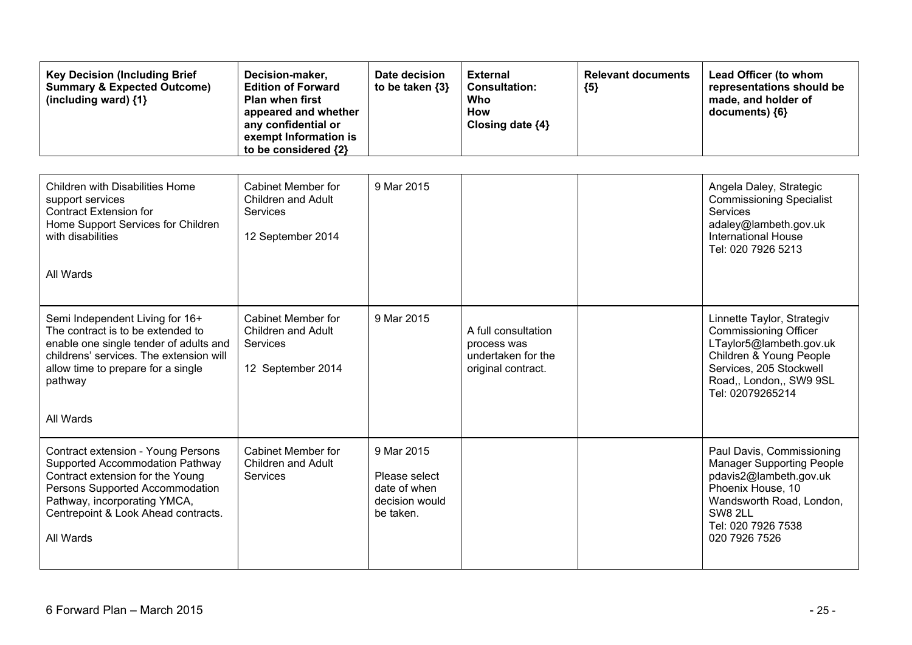| Key Decision (Including Brief Summary & Expected Outcome) (including ward) {1} | Decision-maker, Edition of Forward Plan when first appeared and whether any confidential or exempt Information is to be considered {2} | Date decision to be taken {3} | External Consultation: Who How Closing date {4} | Relevant documents {5} | Lead Officer (to whom representations should be made, and holder of documents) {6} |
|---|---|---|---|---|---|
| Children with Disabilities Home support services<br>Contract Extension for<br>Home Support Services for Children with disabilities<br><br>All Wards | Cabinet Member for Children and Adult Services<br><br>12 September 2014 | 9 Mar 2015 | | | Angela Daley, Strategic Commissioning Specialist Services<br>adaley@lambeth.gov.uk<br>International House<br>Tel: 020 7926 5213 |
| Semi Independent Living for 16+<br>The contract is to be extended to enable one single tender of adults and childrens' services. The extension will allow time to prepare for a single pathway<br><br>All Wards | Cabinet Member for Children and Adult Services<br><br>12 September 2014 | 9 Mar 2015 | A full consultation process was undertaken for the original contract. | | Linnette Taylor, Strategiv Commissioning Officer<br>LTaylor5@lambeth.gov.uk<br>Children & Young People Services, 205 Stockwell Road,, London,, SW9 9SL<br>Tel: 02079265214 |
| Contract extension - Young Persons Supported Accommodation Pathway<br>Contract extension for the Young Persons Supported Accommodation Pathway, incorporating YMCA, Centrepoint & Look Ahead contracts.<br><br>All Wards | Cabinet Member for Children and Adult Services | 9 Mar 2015<br>Please select date of when decision would be taken. | | | Paul Davis, Commissioning Manager Supporting People<br>pdavis2@lambeth.gov.uk<br>Phoenix House, 10 Wandsworth Road, London, SW8 2LL<br>Tel: 020 7926 7538<br>020 7926 7526 |

6 Forward Plan – March 2015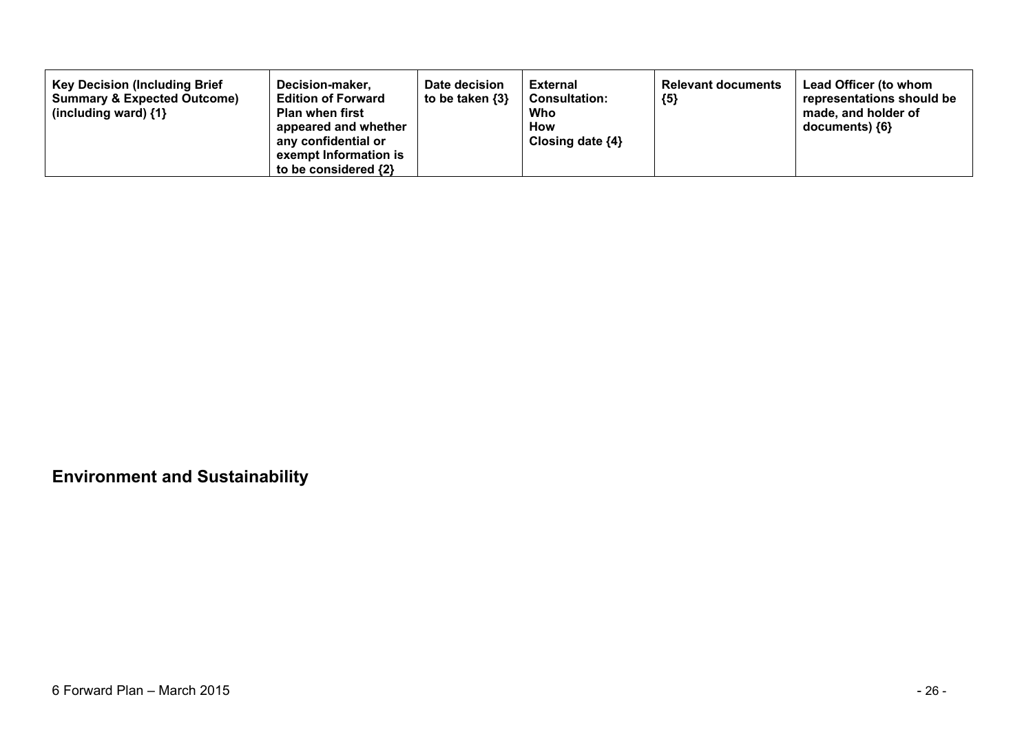| Key Decision (Including Brief Summary & Expected Outcome) (including ward) {1} | Decision-maker, Edition of Forward Plan when first appeared and whether any confidential or exempt Information is to be considered {2} | Date decision to be taken {3} | External Consultation: Who How Closing date {4} | Relevant documents {5} | Lead Officer (to whom representations should be made, and holder of documents) {6} |
|---|---|---|---|---|---|

## Environment and Sustainability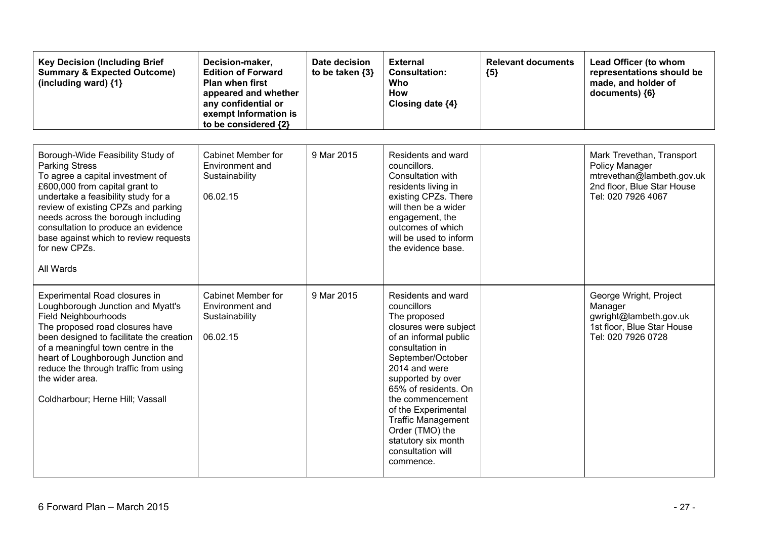| Key Decision (Including Brief Summary & Expected Outcome) (including ward) {1} | Decision-maker, Edition of Forward Plan when first appeared and whether any confidential or exempt Information is to be considered {2} | Date decision to be taken {3} | External Consultation: Who How Closing date {4} | Relevant documents {5} | Lead Officer (to whom representations should be made, and holder of documents) {6} |
|---|---|---|---|---|---|
| Borough-Wide Feasibility Study of Parking Stress<br>To agree a capital investment of £600,000 from capital grant to undertake a feasibility study for a review of existing CPZs and parking needs across the borough including consultation to produce an evidence base against which to review requests for new CPZs.<br><br>All Wards | Cabinet Member for Environment and Sustainability<br><br>06.02.15 | 9 Mar 2015 | Residents and ward councillors.<br>Consultation with residents living in existing CPZs. There will then be a wider engagement, the outcomes of which will be used to inform the evidence base. | | Mark Trevethan, Transport Policy Manager<br>mtrevethan@lambeth.gov.uk<br>2nd floor, Blue Star House<br>Tel: 020 7926 4067 |
| Experimental Road closures in Loughborough Junction and Myatt's Field Neighbourhoods<br>The proposed road closures have been designed to facilitate the creation of a meaningful town centre in the heart of Loughborough Junction and reduce the through traffic from using the wider area.<br><br>Coldharbour; Herne Hill; Vassall | Cabinet Member for Environment and Sustainability<br><br>06.02.15 | 9 Mar 2015 | Residents and ward councillors<br>The proposed closures were subject of an informal public consultation in September/October 2014 and were supported by over 65% of residents. On the commencement of the Experimental Traffic Management Order (TMO) the statutory six month consultation will commence. | | George Wright, Project Manager<br>gwright@lambeth.gov.uk<br>1st floor, Blue Star House<br>Tel: 020 7926 0728 |

6 Forward Plan – March 2015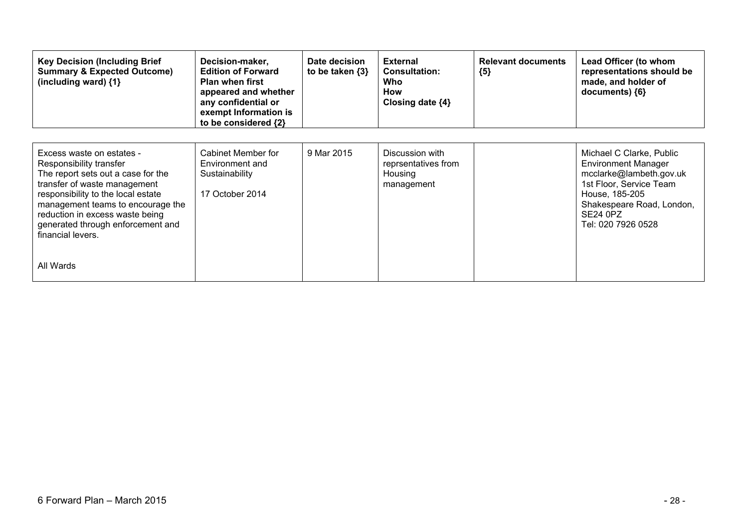| Key Decision (Including Brief Summary & Expected Outcome) (including ward) {1} | Decision-maker, Edition of Forward Plan when first appeared and whether any confidential or exempt Information is to be considered {2} | Date decision to be taken {3} | External Consultation: Who How Closing date {4} | Relevant documents {5} | Lead Officer (to whom representations should be made, and holder of documents) {6} |
|---|---|---|---|---|---|
| Excess waste on estates - Responsibility transfer<br>The report sets out a case for the transfer of waste management responsibility to the local estate management teams to encourage the reduction in excess waste being generated through enforcement and financial levers.<br><br>All Wards | Cabinet Member for Environment and Sustainability<br><br>17 October 2014 | 9 Mar 2015 | Discussion with reprsentatives from Housing management | | Michael C Clarke, Public Environment Manager<br>mcclarke@lambeth.gov.uk<br>1st Floor, Service Team House, 185-205 Shakespeare Road, London, SE24 0PZ<br>Tel: 020 7926 0528 |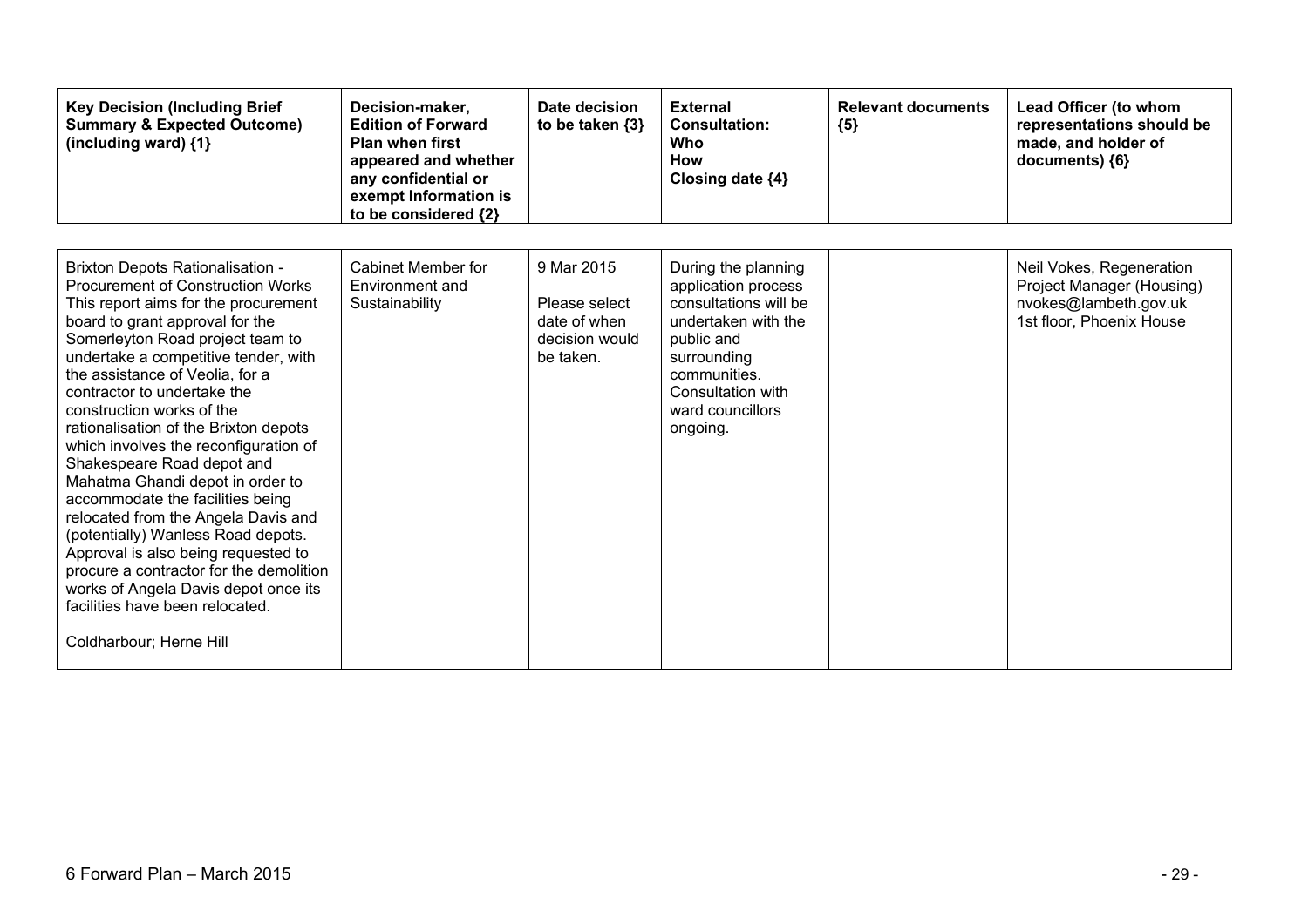| Key Decision (Including Brief Summary & Expected Outcome) (including ward) {1} | Decision-maker, Edition of Forward Plan when first appeared and whether any confidential or exempt Information is to be considered {2} | Date decision to be taken {3} | External Consultation: Who How Closing date {4} | Relevant documents {5} | Lead Officer (to whom representations should be made, and holder of documents) {6} |
|---|---|---|---|---|---|
| Brixton Depots Rationalisation - Procurement of Construction Works<br>This report aims for the procurement board to grant approval for the Somerleyton Road project team to undertake a competitive tender, with the assistance of Veolia, for a contractor to undertake the construction works of the rationalisation of the Brixton depots which involves the reconfiguration of Shakespeare Road depot and Mahatma Ghandi depot in order to accommodate the facilities being relocated from the Angela Davis and (potentially) Wanless Road depots. Approval is also being requested to procure a contractor for the demolition works of Angela Davis depot once its facilities have been relocated.<br><br>Coldharbour; Herne Hill | Cabinet Member for Environment and Sustainability | 9 Mar 2015<br><br>Please select date of when decision would be taken. | During the planning application process consultations will be undertaken with the public and surrounding communities. Consultation with ward councillors ongoing. | | Neil Vokes, Regeneration Project Manager (Housing)<br>nvokes@lambeth.gov.uk<br>1st floor, Phoenix House |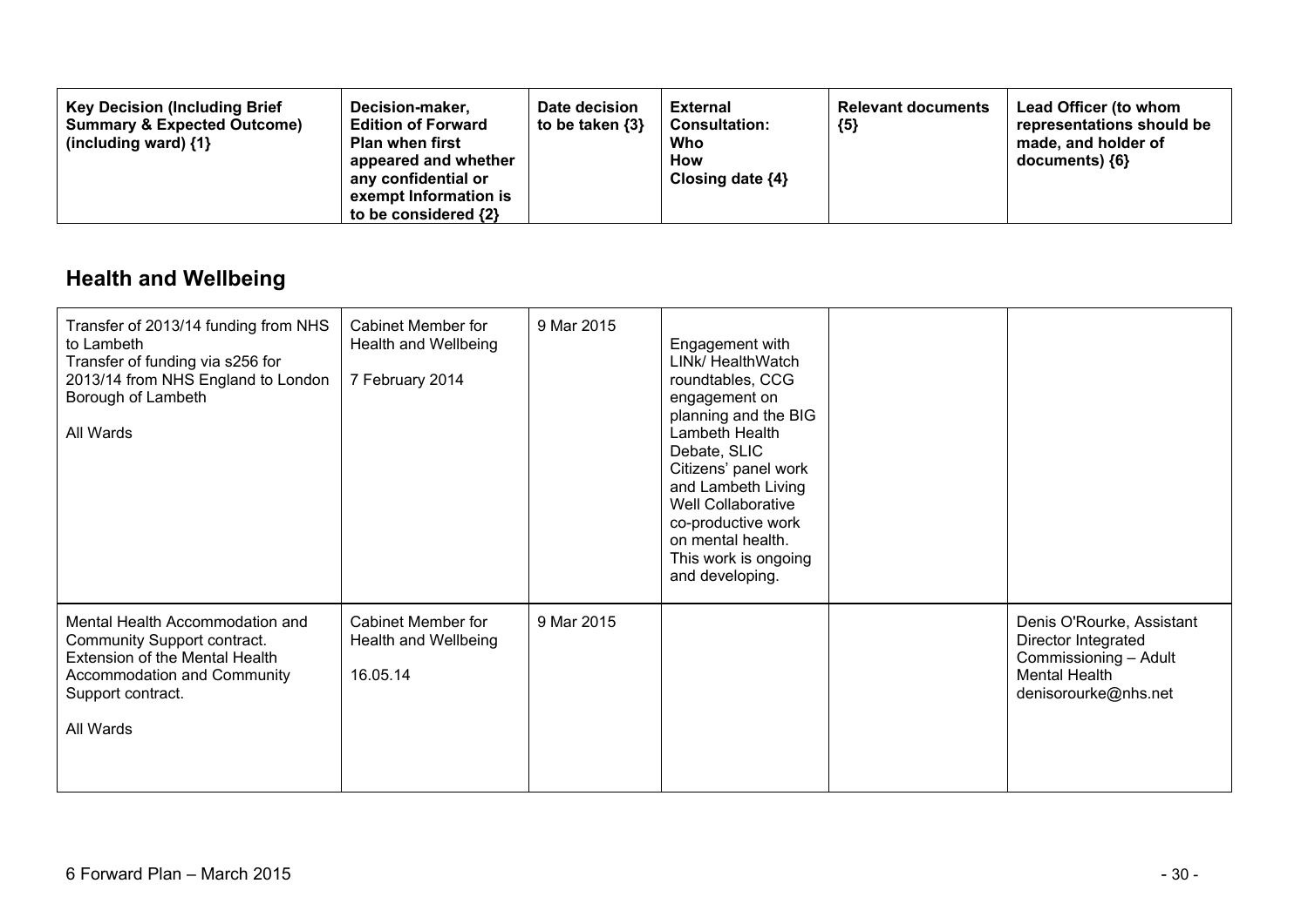| Key Decision (Including Brief Summary & Expected Outcome) (including ward) {1} | Decision-maker, Edition of Forward Plan when first appeared and whether any confidential or exempt Information is to be considered {2} | Date decision to be taken {3} | External Consultation: Who How Closing date {4} | Relevant documents {5} | Lead Officer (to whom representations should be made, and holder of documents) {6} |
|---|---|---|---|---|---|

## Health and Wellbeing

| Key Decision (Including Brief Summary & Expected Outcome) (including ward) {1} | Decision-maker, Edition of Forward Plan when first appeared and whether any confidential or exempt Information is to be considered {2} | Date decision to be taken {3} | External Consultation: Who How Closing date {4} | Relevant documents {5} | Lead Officer (to whom representations should be made, and holder of documents) {6} |
|---|---|---|---|---|---|
| Transfer of 2013/14 funding from NHS to Lambeth<br>Transfer of funding via s256 for 2013/14 from NHS England to London Borough of Lambeth<br><br>All Wards | Cabinet Member for Health and Wellbeing<br><br>7 February 2014 | 9 Mar 2015 | Engagement with LINk/ HealthWatch roundtables, CCG engagement on planning and the BIG Lambeth Health Debate, SLIC Citizens' panel work and Lambeth Living Well Collaborative co-productive work on mental health. This work is ongoing and developing. | | |
| Mental Health Accommodation and Community Support contract.<br>Extension of the Mental Health Accommodation and Community Support contract.<br><br>All Wards | Cabinet Member for Health and Wellbeing<br><br>16.05.14 | 9 Mar 2015 | | | Denis O'Rourke, Assistant Director Integrated Commissioning – Adult Mental Health<br>denisorourke@nhs.net |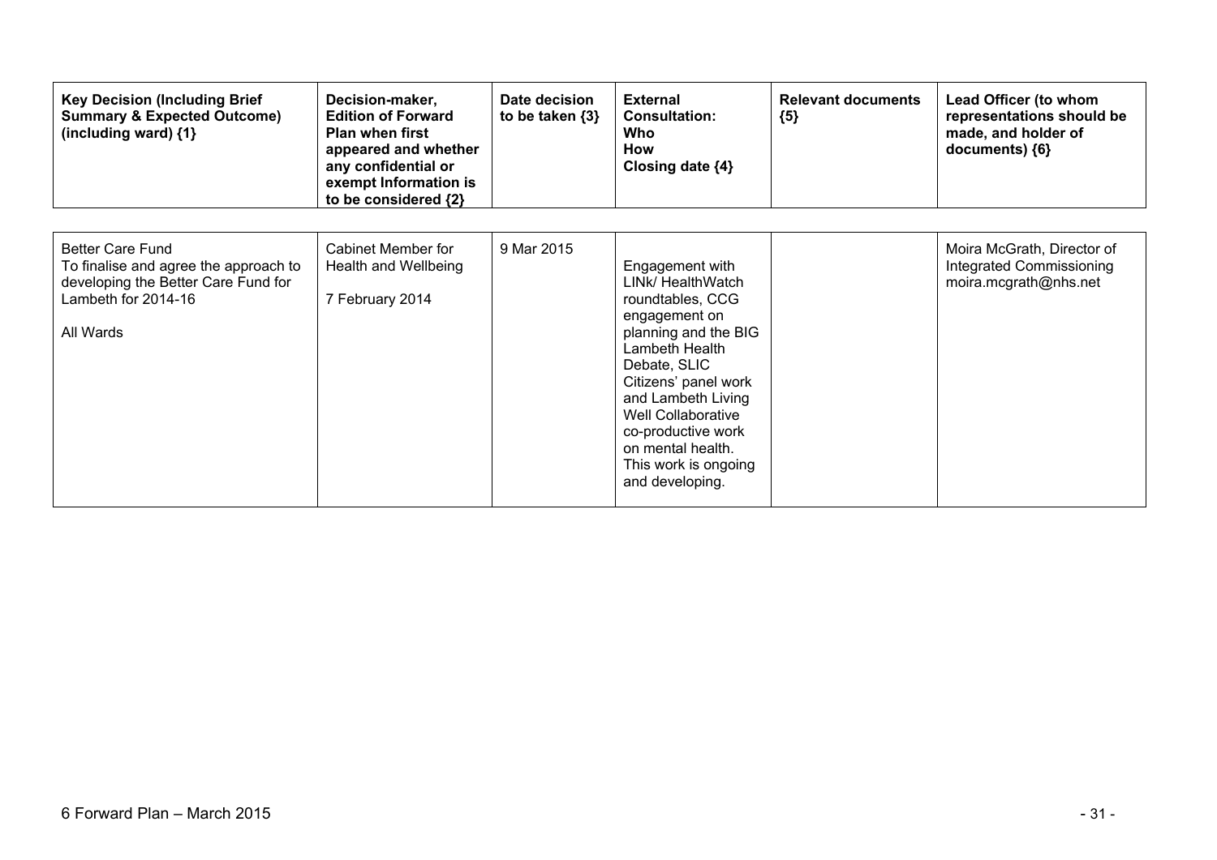| Key Decision (Including Brief Summary & Expected Outcome) (including ward) {1} | Decision-maker, Edition of Forward Plan when first appeared and whether any confidential or exempt Information is to be considered {2} | Date decision to be taken {3} | External Consultation: Who How Closing date {4} | Relevant documents {5} | Lead Officer (to whom representations should be made, and holder of documents) {6} |
|---|---|---|---|---|---|
| Better Care Fund<br>To finalise and agree the approach to developing the Better Care Fund for Lambeth for 2014-16<br><br>All Wards | Cabinet Member for Health and Wellbeing<br><br>7 February 2014 | 9 Mar 2015 | Engagement with LINk/ HealthWatch roundtables, CCG engagement on planning and the BIG Lambeth Health Debate, SLIC Citizens' panel work and Lambeth Living Well Collaborative co-productive work on mental health. This work is ongoing and developing. | | Moira McGrath, Director of Integrated Commissioning<br>moira.mcgrath@nhs.net |

6 Forward Plan – March 2015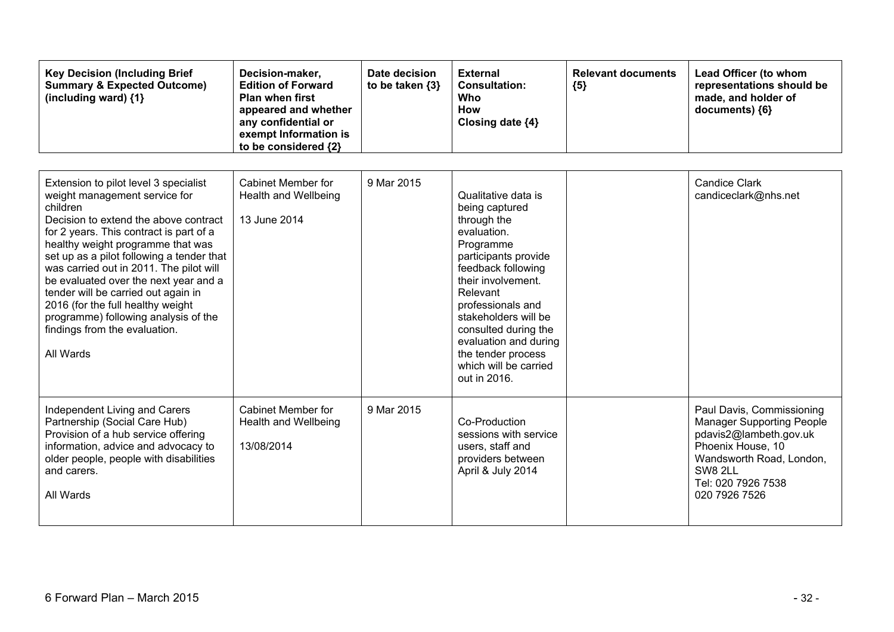| Key Decision (Including Brief Summary & Expected Outcome) (including ward) {1} | Decision-maker, Edition of Forward Plan when first appeared and whether any confidential or exempt Information is to be considered {2} | Date decision to be taken {3} | External Consultation: Who How Closing date {4} | Relevant documents {5} | Lead Officer (to whom representations should be made, and holder of documents) {6} |
|---|---|---|---|---|---|
| Extension to pilot level 3 specialist weight management service for children<br>Decision to extend the above contract for 2 years. This contract is part of a healthy weight programme that was set up as a pilot following a tender that was carried out in 2011. The pilot will be evaluated over the next year and a tender will be carried out again in 2016 (for the full healthy weight programme) following analysis of the findings from the evaluation.<br><br>All Wards | Cabinet Member for Health and Wellbeing<br><br>13 June 2014 | 9 Mar 2015 | Qualitative data is being captured through the evaluation. Programme participants provide feedback following their involvement. Relevant professionals and stakeholders will be consulted during the evaluation and during the tender process which will be carried out in 2016. | | Candice Clark<br>candiceclark@nhs.net |
| Independent Living and Carers Partnership (Social Care Hub)<br>Provision of a hub service offering information, advice and advocacy to older people, people with disabilities and carers.<br><br>All Wards | Cabinet Member for Health and Wellbeing<br><br>13/08/2014 | 9 Mar 2015 | Co-Production sessions with service users, staff and providers between April & July 2014 | | Paul Davis, Commissioning Manager Supporting People<br>pdavis2@lambeth.gov.uk<br>Phoenix House, 10 Wandsworth Road, London, SW8 2LL<br>Tel: 020 7926 7538<br>020 7926 7526 |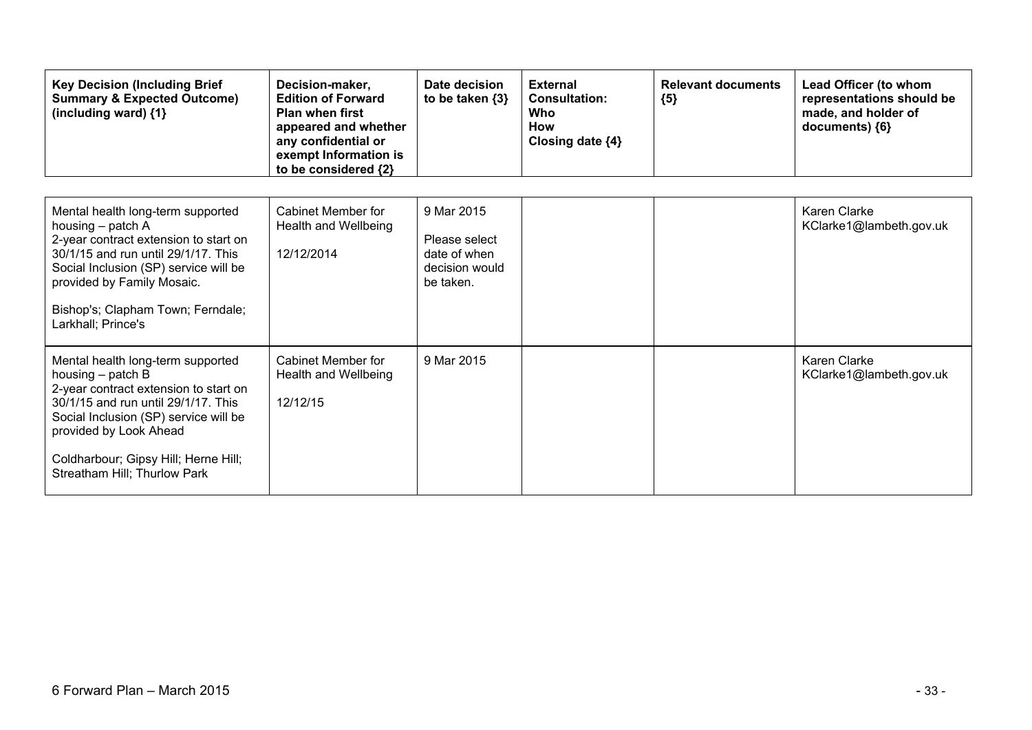| Key Decision (Including Brief Summary & Expected Outcome) (including ward) {1} | Decision-maker, Edition of Forward Plan when first appeared and whether any confidential or exempt Information is to be considered {2} | Date decision to be taken {3} | External Consultation: Who How Closing date {4} | Relevant documents {5} | Lead Officer (to whom representations should be made, and holder of documents) {6} |
|---|---|---|---|---|---|
| Mental health long-term supported housing – patch A<br>2-year contract extension to start on 30/1/15 and run until 29/1/17. This Social Inclusion (SP) service will be provided by Family Mosaic.<br><br>Bishop's; Clapham Town; Ferndale; Larkhall; Prince's | Cabinet Member for Health and Wellbeing<br><br>12/12/2014 | 9 Mar 2015<br><br>Please select date of when decision would be taken. | | | Karen Clarke<br>KClarke1@lambeth.gov.uk |
| Mental health long-term supported housing – patch B<br>2-year contract extension to start on 30/1/15 and run until 29/1/17. This Social Inclusion (SP) service will be provided by Look Ahead<br><br>Coldharbour; Gipsy Hill; Herne Hill; Streatham Hill; Thurlow Park | Cabinet Member for Health and Wellbeing<br><br>12/12/15 | 9 Mar 2015 | | | Karen Clarke<br>KClarke1@lambeth.gov.uk |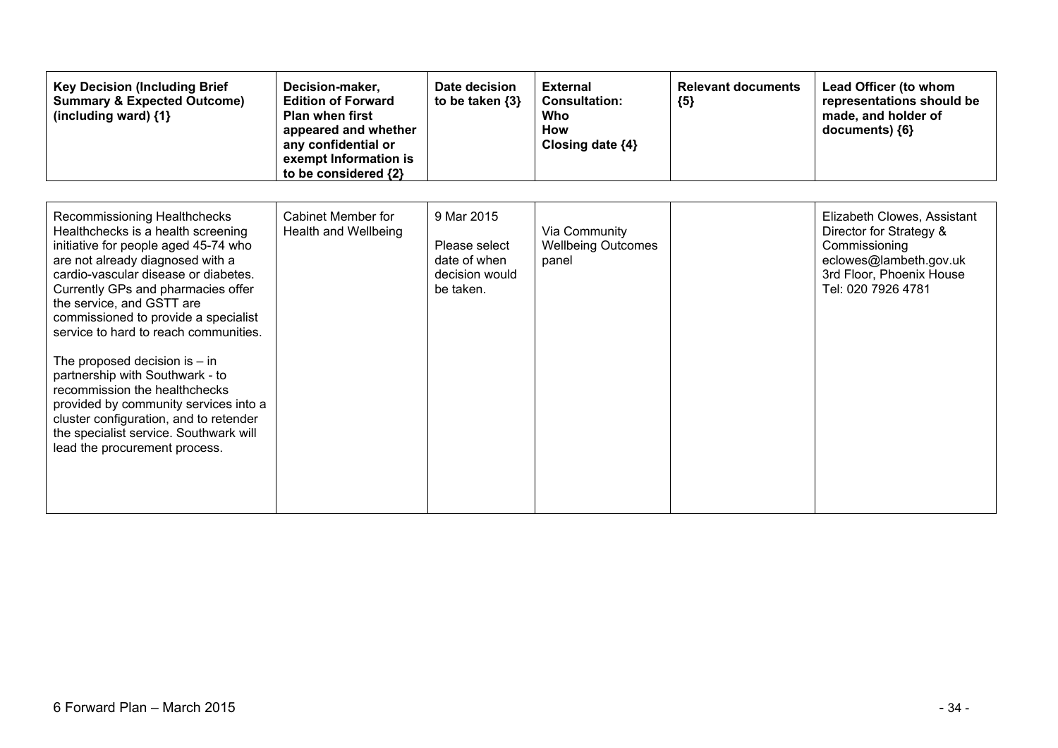| Key Decision (Including Brief Summary & Expected Outcome) (including ward) {1} | Decision-maker, Edition of Forward Plan when first appeared and whether any confidential or exempt Information is to be considered {2} | Date decision to be taken {3} | External Consultation: Who How Closing date {4} | Relevant documents {5} | Lead Officer (to whom representations should be made, and holder of documents) {6} |
|---|---|---|---|---|---|
| Recommissioning Healthchecks<br>Healthchecks is a health screening initiative for people aged 45-74 who are not already diagnosed with a cardio-vascular disease or diabetes. Currently GPs and pharmacies offer the service, and GSTT are commissioned to provide a specialist service to hard to reach communities.<br><br>The proposed decision is – in partnership with Southwark - to recommission the healthchecks provided by community services into a cluster configuration, and to retender the specialist service. Southwark will lead the procurement process. | Cabinet Member for Health and Wellbeing | 9 Mar 2015<br><br>Please select date of when decision would be taken. | Via Community Wellbeing Outcomes panel | | Elizabeth Clowes, Assistant Director for Strategy & Commissioning<br>eclowes@lambeth.gov.uk<br>3rd Floor, Phoenix House<br>Tel: 020 7926 4781 |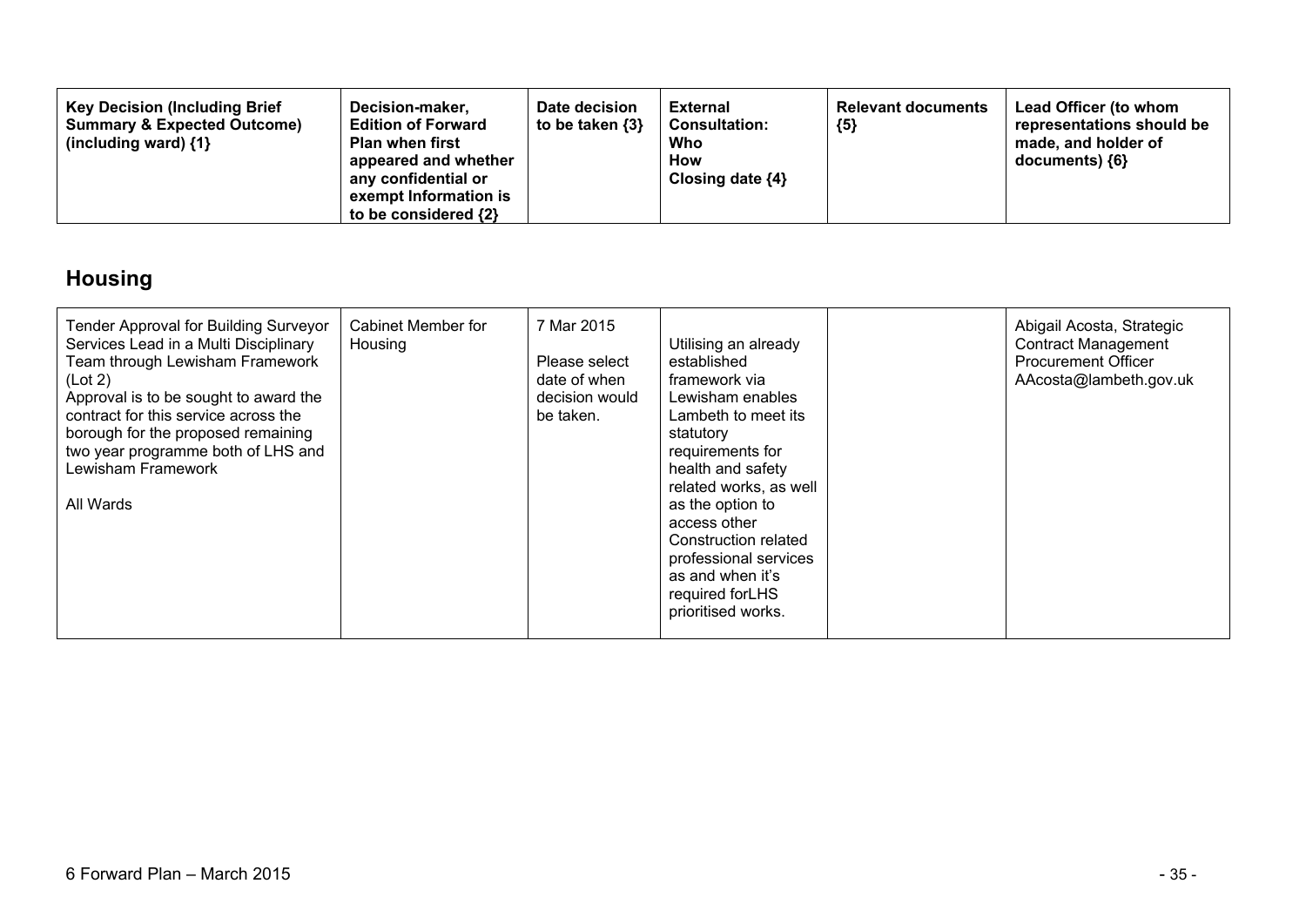| Key Decision (Including Brief Summary & Expected Outcome) (including ward) {1} | Decision-maker, Edition of Forward Plan when first appeared and whether any confidential or exempt Information is to be considered {2} | Date decision to be taken {3} | External Consultation: Who How Closing date {4} | Relevant documents {5} | Lead Officer (to whom representations should be made, and holder of documents) {6} |
|---|---|---|---|---|---|

## Housing

| Key Decision (Including Brief Summary & Expected Outcome) (including ward) {1} | Decision-maker, Edition of Forward Plan when first appeared and whether any confidential or exempt Information is to be considered {2} | Date decision to be taken {3} | External Consultation: Who How Closing date {4} | Relevant documents {5} | Lead Officer (to whom representations should be made, and holder of documents) {6} |
|---|---|---|---|---|---|
| Tender Approval for Building Surveyor Services Lead in a Multi Disciplinary Team through Lewisham Framework (Lot 2)<br>Approval is to be sought to award the contract for this service across the borough for the proposed remaining two year programme both of LHS and Lewisham Framework<br><br>All Wards | Cabinet Member for Housing | 7 Mar 2015<br><br>Please select date of when decision would be taken. | Utilising an already established framework via Lewisham enables Lambeth to meet its statutory requirements for health and safety related works, as well as the option to access other Construction related professional services as and when it's required forLHS prioritised works. | | Abigail Acosta, Strategic Contract Management Procurement Officer<br>AAcosta@lambeth.gov.uk |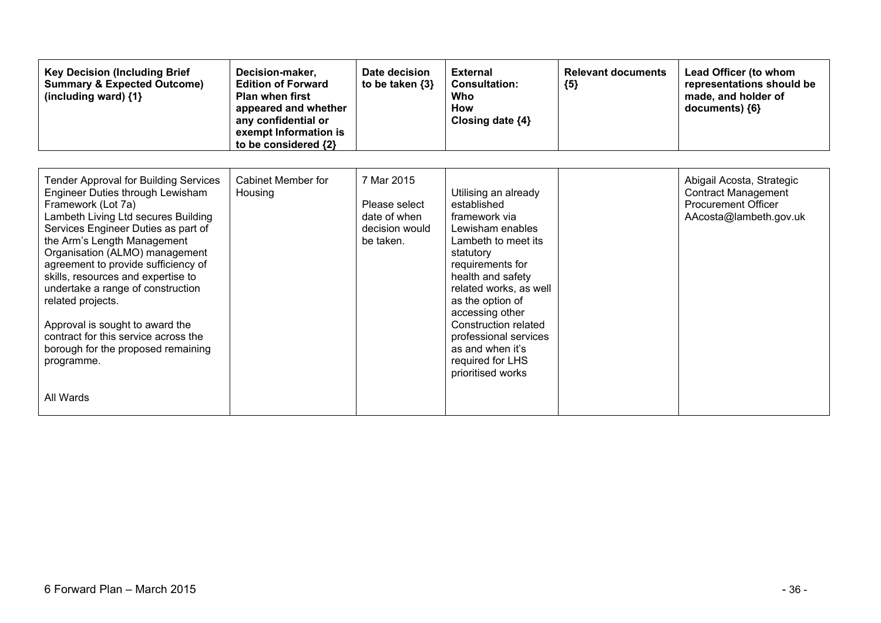| Key Decision (Including Brief Summary & Expected Outcome) (including ward) {1} | Decision-maker, Edition of Forward Plan when first appeared and whether any confidential or exempt Information is to be considered {2} | Date decision to be taken {3} | External Consultation: Who How Closing date {4} | Relevant documents {5} | Lead Officer (to whom representations should be made, and holder of documents) {6} |
|---|---|---|---|---|---|
| Tender Approval for Building Services Engineer Duties through Lewisham Framework (Lot 7a)<br>Lambeth Living Ltd secures Building Services Engineer Duties as part of the Arm's Length Management Organisation (ALMO) management agreement to provide sufficiency of skills, resources and expertise to undertake a range of construction related projects.<br><br>Approval is sought to award the contract for this service across the borough for the proposed remaining programme.<br><br>All Wards | Cabinet Member for Housing | 7 Mar 2015<br><br>Please select date of when decision would be taken. | Utilising an already established framework via Lewisham enables Lambeth to meet its statutory requirements for health and safety related works, as well as the option of accessing other Construction related professional services as and when it's required for LHS prioritised works | | Abigail Acosta, Strategic Contract Management Procurement Officer AAcosta@lambeth.gov.uk |

6 Forward Plan – March 2015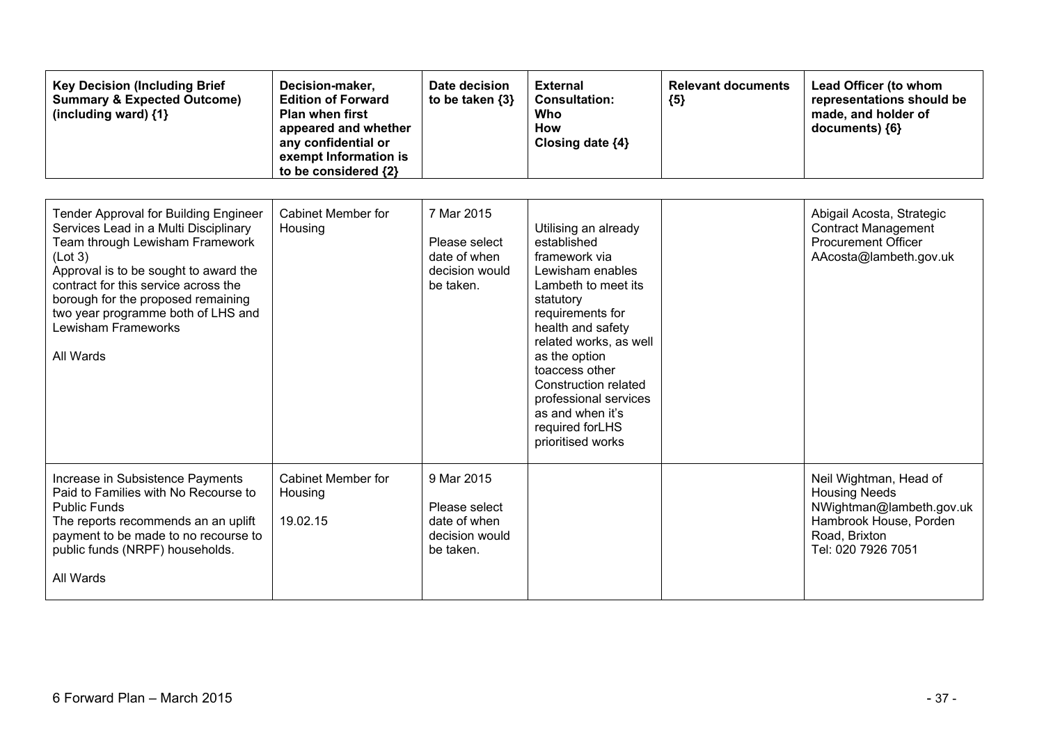| Key Decision (Including Brief Summary & Expected Outcome) (including ward) {1} | Decision-maker, Edition of Forward Plan when first appeared and whether any confidential or exempt Information is to be considered {2} | Date decision to be taken {3} | External Consultation: Who How Closing date {4} | Relevant documents {5} | Lead Officer (to whom representations should be made, and holder of documents) {6} |
|---|---|---|---|---|---|
| Tender Approval for Building Engineer Services Lead in a Multi Disciplinary Team through Lewisham Framework (Lot 3)<br>Approval is to be sought to award the contract for this service across the borough for the proposed remaining two year programme both of LHS and Lewisham Frameworks<br><br>All Wards | Cabinet Member for Housing | 7 Mar 2015<br><br>Please select date of when decision would be taken. | Utilising an already established framework via Lewisham enables Lambeth to meet its statutory requirements for health and safety related works, as well as the option toaccess other Construction related professional services as and when it's required forLHS prioritised works | | Abigail Acosta, Strategic Contract Management Procurement Officer<br>AAcosta@lambeth.gov.uk |
| Increase in Subsistence Payments Paid to Families with No Recourse to Public Funds<br>The reports recommends an an uplift payment to be made to no recourse to public funds (NRPF) households.<br><br>All Wards | Cabinet Member for Housing<br><br>19.02.15 | 9 Mar 2015<br><br>Please select date of when decision would be taken. | | | Neil Wightman, Head of Housing Needs<br>NWightman@lambeth.gov.uk<br>Hambrook House, Porden Road, Brixton<br>Tel: 020 7926 7051 |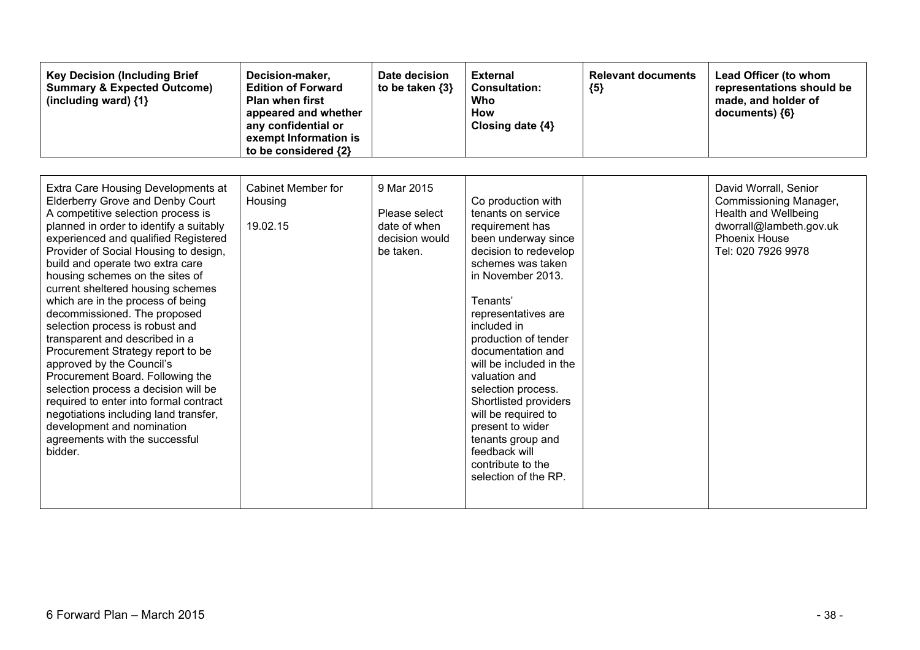| Key Decision (Including Brief Summary & Expected Outcome) (including ward) {1} | Decision-maker, Edition of Forward Plan when first appeared and whether any confidential or exempt Information is to be considered {2} | Date decision to be taken {3} | External Consultation: Who How Closing date {4} | Relevant documents {5} | Lead Officer (to whom representations should be made, and holder of documents) {6} |
|---|---|---|---|---|---|
| Extra Care Housing Developments at Elderberry Grove and Denby Court<br>A competitive selection process is planned in order to identify a suitably experienced and qualified Registered Provider of Social Housing to design, build and operate two extra care housing schemes on the sites of current sheltered housing schemes which are in the process of being decommissioned. The proposed selection process is robust and transparent and described in a Procurement Strategy report to be approved by the Council's Procurement Board. Following the selection process a decision will be required to enter into formal contract negotiations including land transfer, development and nomination agreements with the successful bidder. | Cabinet Member for Housing<br><br>19.02.15 | 9 Mar 2015<br><br>Please select date of when decision would be taken. | Co production with tenants on service requirement has been underway since decision to redevelop schemes was taken in November 2013.<br><br>Tenants' representatives are included in production of tender documentation and will be included in the valuation and selection process. Shortlisted providers will be required to present to wider tenants group and feedback will contribute to the selection of the RP. | | David Worrall, Senior Commissioning Manager, Health and Wellbeing<br>dworrall@lambeth.gov.uk<br>Phoenix House<br>Tel: 020 7926 9978 |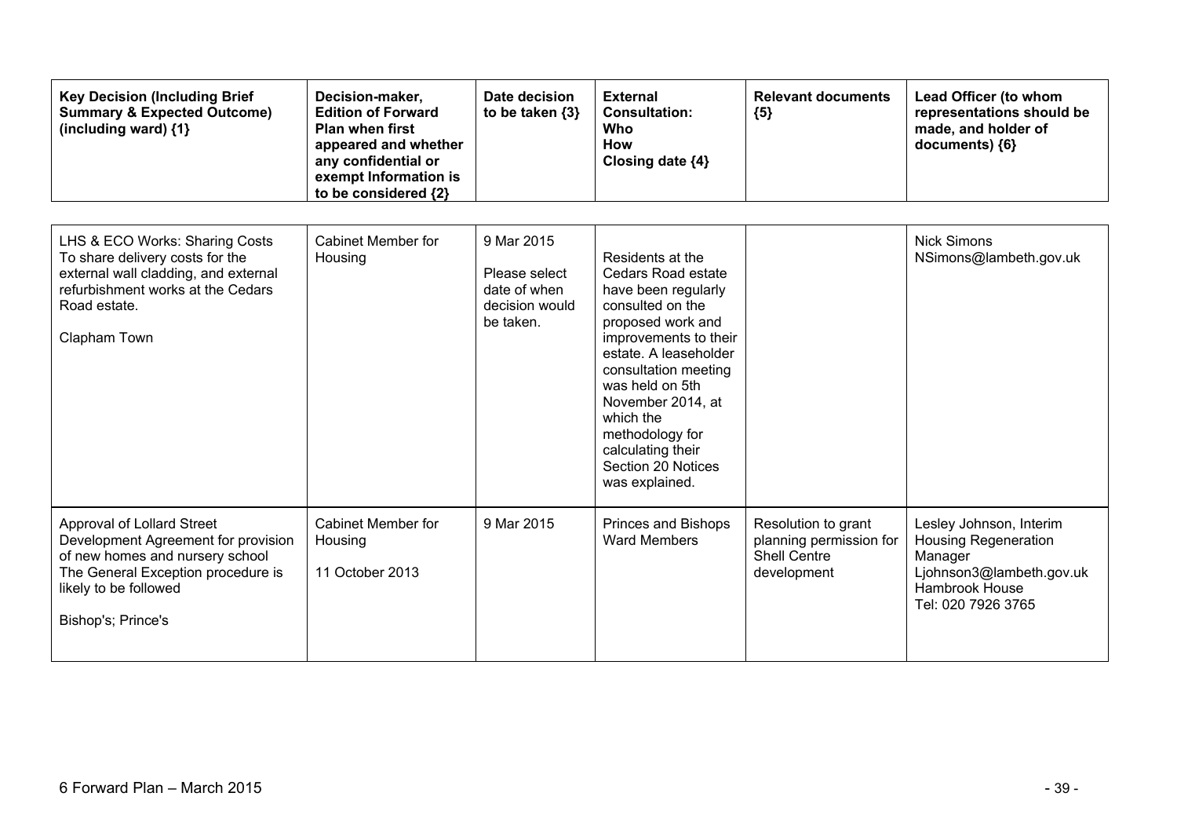| Key Decision (Including Brief Summary & Expected Outcome) (including ward) {1} | Decision-maker, Edition of Forward Plan when first appeared and whether any confidential or exempt Information is to be considered {2} | Date decision to be taken {3} | External Consultation: Who How Closing date {4} | Relevant documents {5} | Lead Officer (to whom representations should be made, and holder of documents) {6} |
|---|---|---|---|---|---|
| LHS & ECO Works: Sharing Costs<br>To share delivery costs for the external wall cladding, and external refurbishment works at the Cedars Road estate.<br><br>Clapham Town | Cabinet Member for Housing | 9 Mar 2015<br><br>Please select date of when decision would be taken. | Residents at the Cedars Road estate have been regularly consulted on the proposed work and improvements to their estate. A leaseholder consultation meeting was held on 5th November 2014, at which the methodology for calculating their Section 20 Notices was explained. | | Nick Simons<br>NSimons@lambeth.gov.uk |
| Approval of Lollard Street Development Agreement for provision of new homes and nursery school<br>The General Exception procedure is likely to be followed<br><br>Bishop's; Prince's | Cabinet Member for Housing<br><br>11 October 2013 | 9 Mar 2015 | Princes and Bishops Ward Members | Resolution to grant planning permission for Shell Centre development | Lesley Johnson, Interim Housing Regeneration Manager<br>Ljohnson3@lambeth.gov.uk<br>Hambrook House<br>Tel: 020 7926 3765 |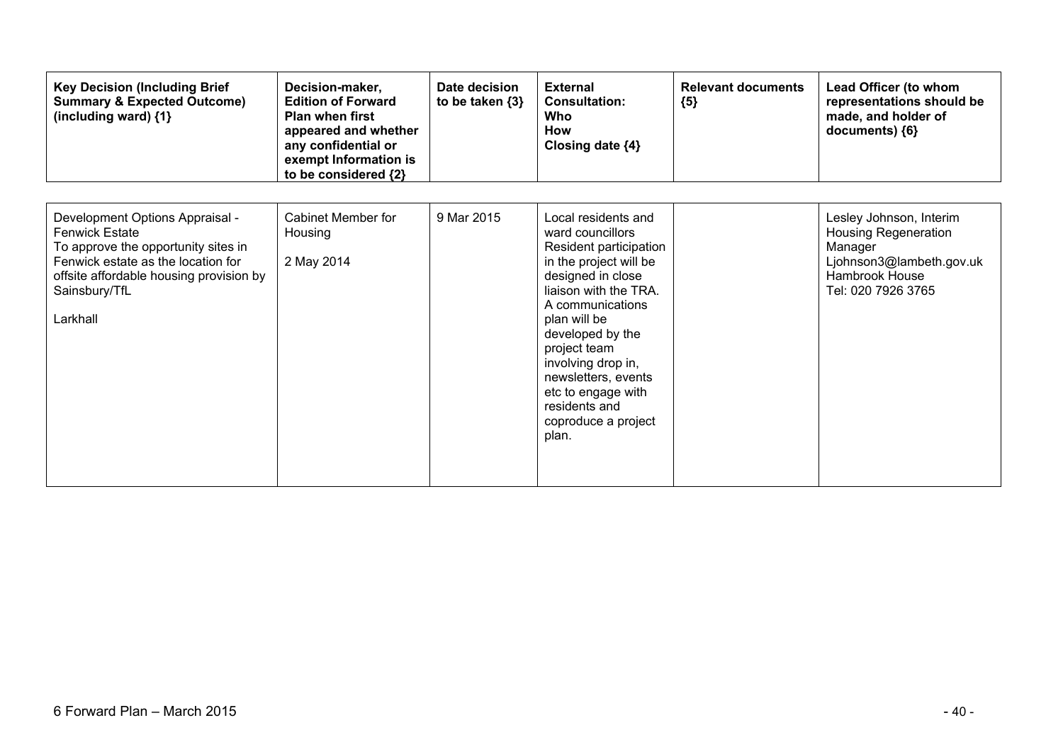| Key Decision (Including Brief Summary & Expected Outcome) (including ward) {1} | Decision-maker, Edition of Forward Plan when first appeared and whether any confidential or exempt Information is to be considered {2} | Date decision to be taken {3} | External Consultation: Who How Closing date {4} | Relevant documents {5} | Lead Officer (to whom representations should be made, and holder of documents) {6} |
|---|---|---|---|---|---|
| Development Options Appraisal - Fenwick Estate<br>To approve the opportunity sites in Fenwick estate as the location for offsite affordable housing provision by Sainsbury/TfL<br><br>Larkhall | Cabinet Member for Housing<br><br>2 May 2014 | 9 Mar 2015 | Local residents and ward councillors<br>Resident participation in the project will be designed in close liaison with the TRA. A communications plan will be developed by the project team involving drop in, newsletters, events etc to engage with residents and coproduce a project plan. | | Lesley Johnson, Interim Housing Regeneration Manager<br>Ljohnson3@lambeth.gov.uk<br>Hambrook House<br>Tel: 020 7926 3765 |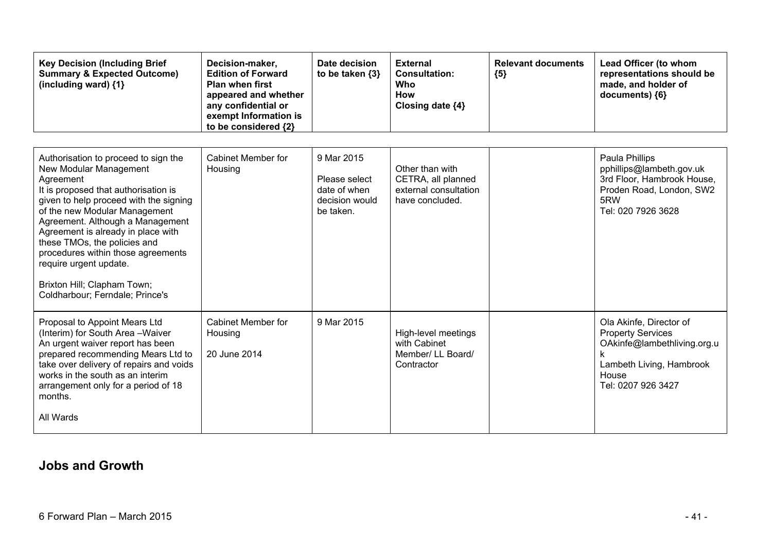| Key Decision (Including Brief Summary & Expected Outcome) (including ward) {1} | Decision-maker, Edition of Forward Plan when first appeared and whether any confidential or exempt Information is to be considered {2} | Date decision to be taken {3} | External Consultation: Who How Closing date {4} | Relevant documents {5} | Lead Officer (to whom representations should be made, and holder of documents) {6} |
|---|---|---|---|---|---|
| Authorisation to proceed to sign the New Modular Management Agreement<br>It is proposed that authorisation is given to help proceed with the signing of the new Modular Management Agreement. Although a Management Agreement is already in place with these TMOs, the policies and procedures within those agreements require urgent update.<br><br>Brixton Hill; Clapham Town; Coldharbour; Ferndale; Prince's | Cabinet Member for Housing | 9 Mar 2015<br><br>Please select date of when decision would be taken. | Other than with CETRA, all planned external consultation have concluded. | | Paula Phillips<br>pphillips@lambeth.gov.uk<br>3rd Floor, Hambrook House, Proden Road, London, SW2 5RW<br>Tel: 020 7926 3628 |
| Proposal to Appoint Mears Ltd (Interim) for South Area –Waiver<br>An urgent waiver report has been prepared recommending Mears Ltd to take over delivery of repairs and voids works in the south as an interim arrangement only for a period of 18 months.<br><br>All Wards | Cabinet Member for Housing<br><br>20 June 2014 | 9 Mar 2015 | High-level meetings with Cabinet Member/ LL Board/ Contractor | | Ola Akinfe, Director of Property Services<br>OAkinfe@lambethliving.org.uk<br>Lambeth Living, Hambrook House<br>Tel: 0207 926 3427 |

## Jobs and Growth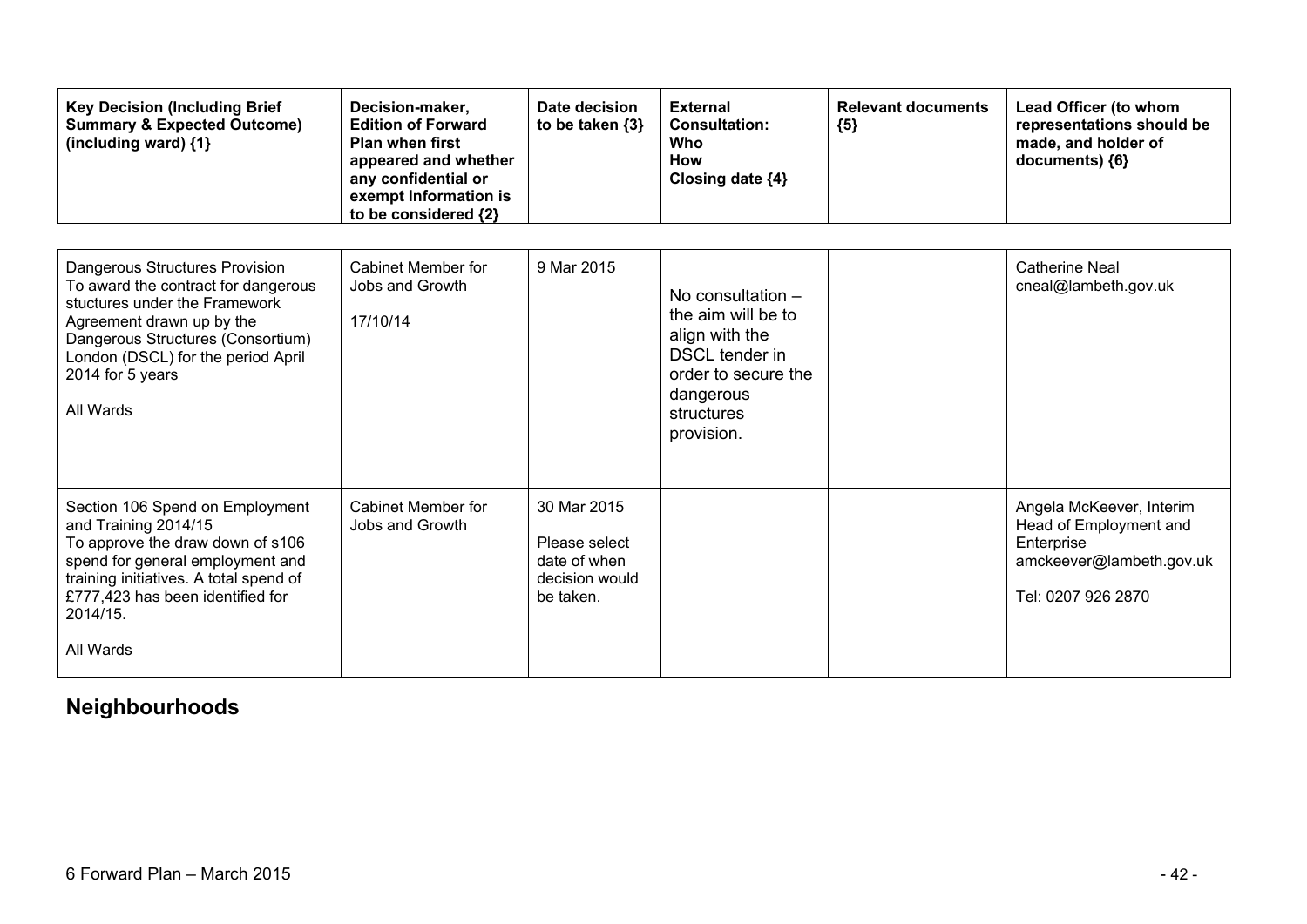| Key Decision (Including Brief Summary & Expected Outcome) (including ward) {1} | Decision-maker, Edition of Forward Plan when first appeared and whether any confidential or exempt Information is to be considered {2} | Date decision to be taken {3} | External Consultation: Who How Closing date {4} | Relevant documents {5} | Lead Officer (to whom representations should be made, and holder of documents) {6} |
|---|---|---|---|---|---|
| Dangerous Structures Provision<br>To award the contract for dangerous stuctures under the Framework Agreement drawn up by the Dangerous Structures (Consortium) London (DSCL) for the period April 2014 for 5 years<br><br>All Wards | Cabinet Member for Jobs and Growth<br><br>17/10/14 | 9 Mar 2015 | No consultation – the aim will be to align with the DSCL tender in order to secure the dangerous structures provision. | | Catherine Neal<br>cneal@lambeth.gov.uk |
| Section 106 Spend on Employment and Training 2014/15<br>To approve the draw down of s106 spend for general employment and training initiatives. A total spend of £777,423 has been identified for 2014/15.<br><br>All Wards | Cabinet Member for Jobs and Growth | 30 Mar 2015<br><br>Please select date of when decision would be taken. | | | Angela McKeever, Interim Head of Employment and Enterprise<br>amckeever@lambeth.gov.uk<br><br>Tel: 0207 926 2870 |

## Neighbourhoods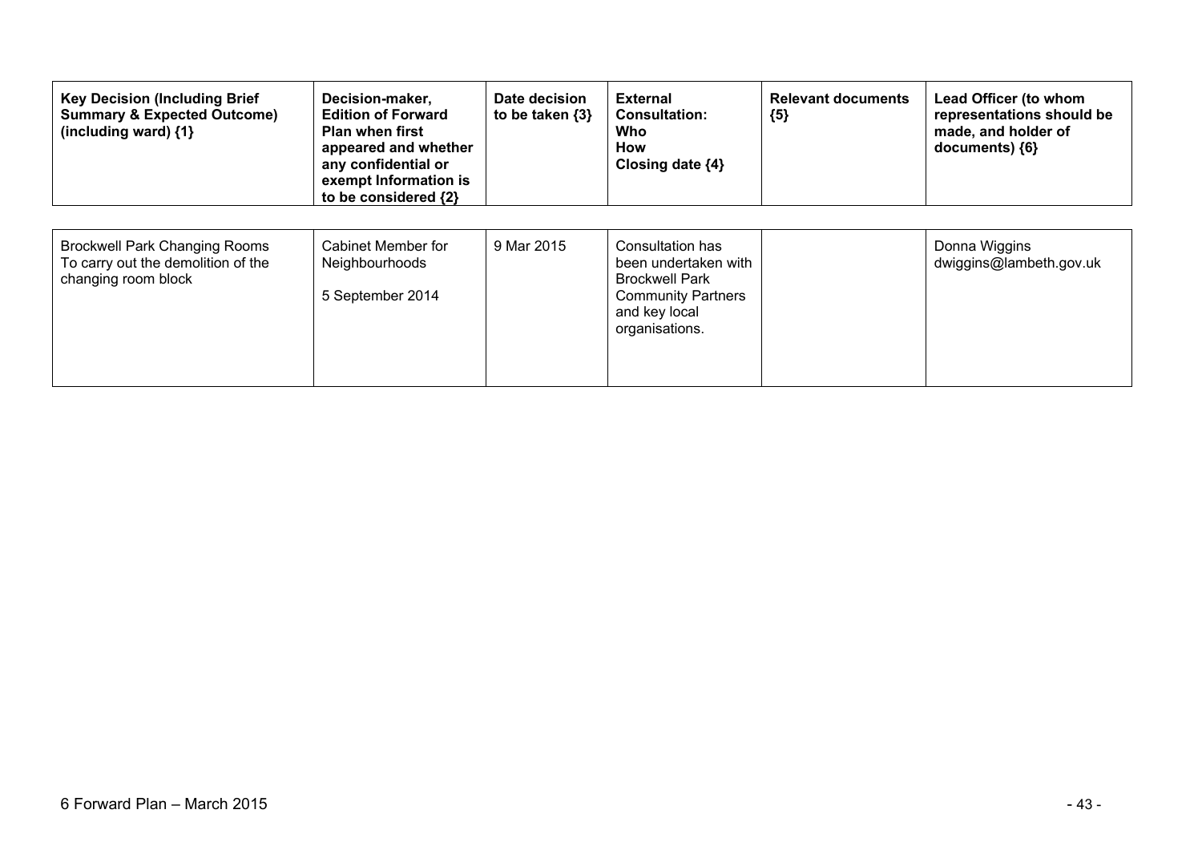| Key Decision (Including Brief Summary & Expected Outcome) (including ward) {1} | Decision-maker, Edition of Forward Plan when first appeared and whether any confidential or exempt Information is to be considered {2} | Date decision to be taken {3} | External Consultation: Who How Closing date {4} | Relevant documents {5} | Lead Officer (to whom representations should be made, and holder of documents) {6} |
|---|---|---|---|---|---|
| Brockwell Park Changing Rooms To carry out the demolition of the changing room block | Cabinet Member for Neighbourhoods<br><br>5 September 2014 | 9 Mar 2015 | Consultation has been undertaken with Brockwell Park Community Partners and key local organisations. | | Donna Wiggins dwiggins@lambeth.gov.uk |

6 Forward Plan – March 2015